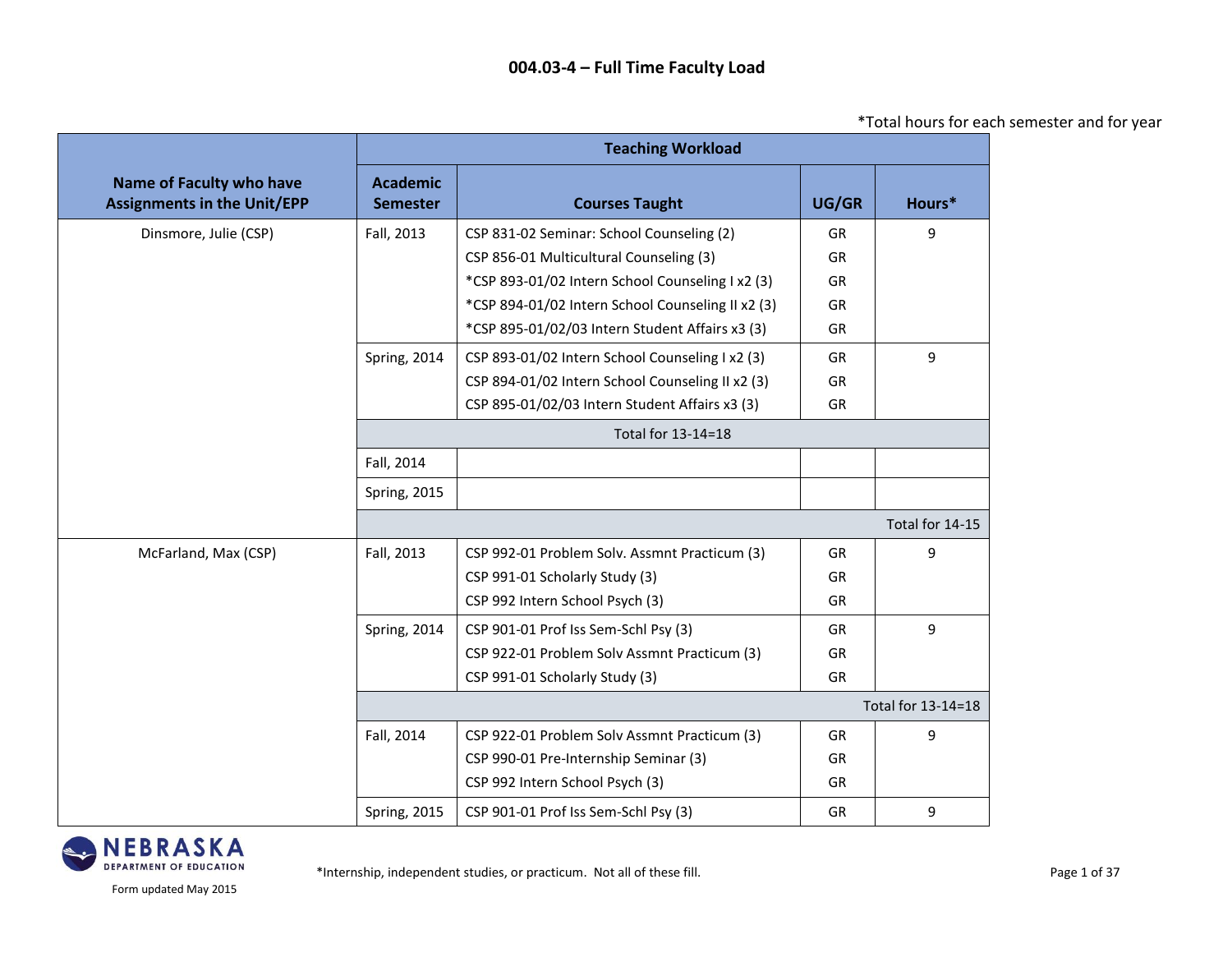# 004.03-4 – Full Time Faculty Load

*Total hours for each semester and for year

| Name of Faculty who have Assignments in the Unit/EPP | Teaching Workload | | | |
|---|---|---|---|---|
| | Academic Semester | Courses Taught | UG/GR | Hours* |
| Dinsmore, Julie (CSP) | Fall, 2013 | CSP 831-02 Seminar: School Counseling (2) | GR | 9 |
| | | CSP 856-01 Multicultural Counseling (3) | GR | |
| | | *CSP 893-01/02 Intern School Counseling I x2 (3) | GR | |
| | | *CSP 894-01/02 Intern School Counseling II x2 (3) | GR | |
| | | *CSP 895-01/02/03 Intern Student Affairs x3 (3) | GR | |
| | Spring, 2014 | CSP 893-01/02 Intern School Counseling I x2 (3) | GR | 9 |
| | | CSP 894-01/02 Intern School Counseling II x2 (3) | GR | |
| | | CSP 895-01/02/03 Intern Student Affairs x3 (3) | GR | |
| | Total for 13-14=18 | | | |
| | Fall, 2014 | | | |
| | Spring, 2015 | | | |
| | Total for 14-15 | | | |
| McFarland, Max (CSP) | Fall, 2013 | CSP 992-01 Problem Solv. Assmnt Practicum (3) | GR | 9 |
| | | CSP 991-01 Scholarly Study (3) | GR | |
| | | CSP 992 Intern School Psych (3) | GR | |
| | Spring, 2014 | CSP 901-01 Prof Iss Sem-Schl Psy (3) | GR | 9 |
| | | CSP 922-01 Problem Solv Assmnt Practicum (3) | GR | |
| | | CSP 991-01 Scholarly Study (3) | GR | |
| | Total for 13-14=18 | | | |
| | Fall, 2014 | CSP 922-01 Problem Solv Assmnt Practicum (3) | GR | 9 |
| | | CSP 990-01 Pre-Internship Seminar (3) | GR | |
| | | CSP 992 Intern School Psych (3) | GR | |
| | Spring, 2015 | CSP 901-01 Prof Iss Sem-Schl Psy (3) | GR | 9 |

*Internship, independent studies, or practicum. Not all of these fill.

Form updated May 2015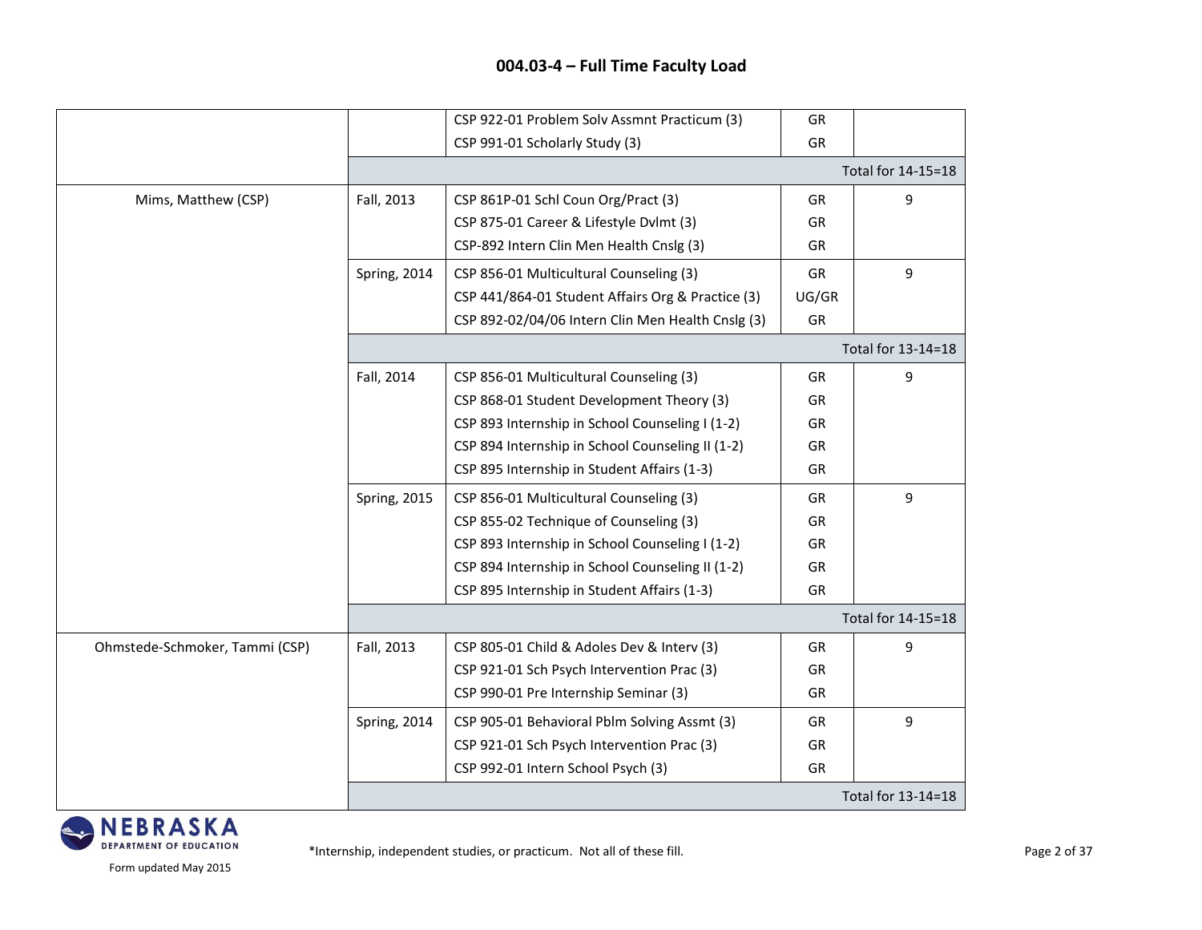## 004.03-4 – Full Time Faculty Load

| | | | | |
|---|---|---|---|---|
| | | CSP 922-01 Problem Solv Assmnt Practicum (3) | GR | |
| | | CSP 991-01 Scholarly Study (3) | GR | |
| | | | | Total for 14-15=18 |
| Mims, Matthew (CSP) | Fall, 2013 | CSP 861P-01 Schl Coun Org/Pract (3) | GR | 9 |
| | | CSP 875-01 Career & Lifestyle Dvlmt (3) | GR | |
| | | CSP-892 Intern Clin Men Health Cnslg (3) | GR | |
| | Spring, 2014 | CSP 856-01 Multicultural Counseling (3) | GR | 9 |
| | | CSP 441/864-01 Student Affairs Org & Practice (3) | UG/GR | |
| | | CSP 892-02/04/06 Intern Clin Men Health Cnslg (3) | GR | |
| | | | | Total for 13-14=18 |
| | Fall, 2014 | CSP 856-01 Multicultural Counseling (3) | GR | 9 |
| | | CSP 868-01 Student Development Theory (3) | GR | |
| | | CSP 893 Internship in School Counseling I (1-2) | GR | |
| | | CSP 894 Internship in School Counseling II (1-2) | GR | |
| | | CSP 895 Internship in Student Affairs (1-3) | GR | |
| | Spring, 2015 | CSP 856-01 Multicultural Counseling (3) | GR | 9 |
| | | CSP 855-02 Technique of Counseling (3) | GR | |
| | | CSP 893 Internship in School Counseling I (1-2) | GR | |
| | | CSP 894 Internship in School Counseling II (1-2) | GR | |
| | | CSP 895 Internship in Student Affairs (1-3) | GR | |
| | | | | Total for 14-15=18 |
| Ohmstede-Schmoker, Tammi (CSP) | Fall, 2013 | CSP 805-01 Child & Adoles Dev & Interv (3) | GR | 9 |
| | | CSP 921-01 Sch Psych Intervention Prac (3) | GR | |
| | | CSP 990-01 Pre Internship Seminar (3) | GR | |
| | Spring, 2014 | CSP 905-01 Behavioral Pblm Solving Assmt (3) | GR | 9 |
| | | CSP 921-01 Sch Psych Intervention Prac (3) | GR | |
| | | CSP 992-01 Intern School Psych (3) | GR | |
| | | | | Total for 13-14=18 |

NEBRASKA DEPARTMENT OF EDUCATION

Form updated May 2015

*Internship, independent studies, or practicum. Not all of these fill.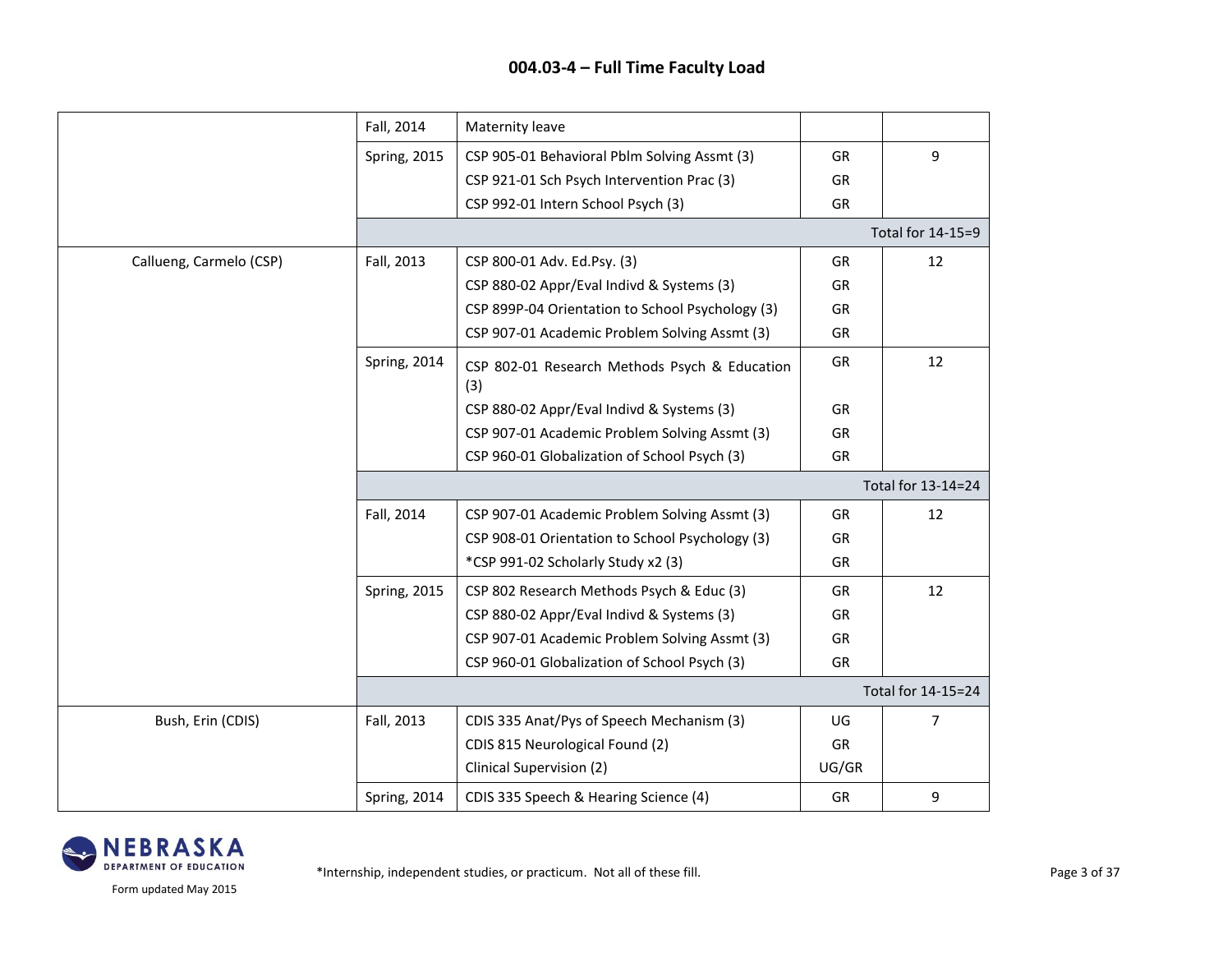## 004.03-4 – Full Time Faculty Load

| | | | | |
|---|---|---|---|---|
| | Fall, 2014 | Maternity leave | | |
| | Spring, 2015 | CSP 905-01 Behavioral Pblm Solving Assmt (3) | GR | 9 |
| | | CSP 921-01 Sch Psych Intervention Prac (3) | GR | |
| | | CSP 992-01 Intern School Psych (3) | GR | |
| | | | | Total for 14-15=9 |
| Callueng, Carmelo (CSP) | Fall, 2013 | CSP 800-01 Adv. Ed.Psy. (3) | GR | 12 |
| | | CSP 880-02 Appr/Eval Indivd & Systems (3) | GR | |
| | | CSP 899P-04 Orientation to School Psychology (3) | GR | |
| | | CSP 907-01 Academic Problem Solving Assmt (3) | GR | |
| | Spring, 2014 | CSP 802-01 Research Methods Psych & Education (3) | GR | 12 |
| | | CSP 880-02 Appr/Eval Indivd & Systems (3) | GR | |
| | | CSP 907-01 Academic Problem Solving Assmt (3) | GR | |
| | | CSP 960-01 Globalization of School Psych (3) | GR | |
| | | | | Total for 13-14=24 |
| | Fall, 2014 | CSP 907-01 Academic Problem Solving Assmt (3) | GR | 12 |
| | | CSP 908-01 Orientation to School Psychology (3) | GR | |
| | | *CSP 991-02 Scholarly Study x2 (3) | GR | |
| | Spring, 2015 | CSP 802 Research Methods Psych & Educ (3) | GR | 12 |
| | | CSP 880-02 Appr/Eval Indivd & Systems (3) | GR | |
| | | CSP 907-01 Academic Problem Solving Assmt (3) | GR | |
| | | CSP 960-01 Globalization of School Psych (3) | GR | |
| | | | | Total for 14-15=24 |
| Bush, Erin (CDIS) | Fall, 2013 | CDIS 335 Anat/Pys of Speech Mechanism (3) | UG | 7 |
| | | CDIS 815 Neurological Found (2) | GR | |
| | | Clinical Supervision (2) | UG/GR | |
| | Spring, 2014 | CDIS 335 Speech & Hearing Science (4) | GR | 9 |

NEBRASKA DEPARTMENT OF EDUCATION

Form updated May 2015

*Internship, independent studies, or practicum. Not all of these fill.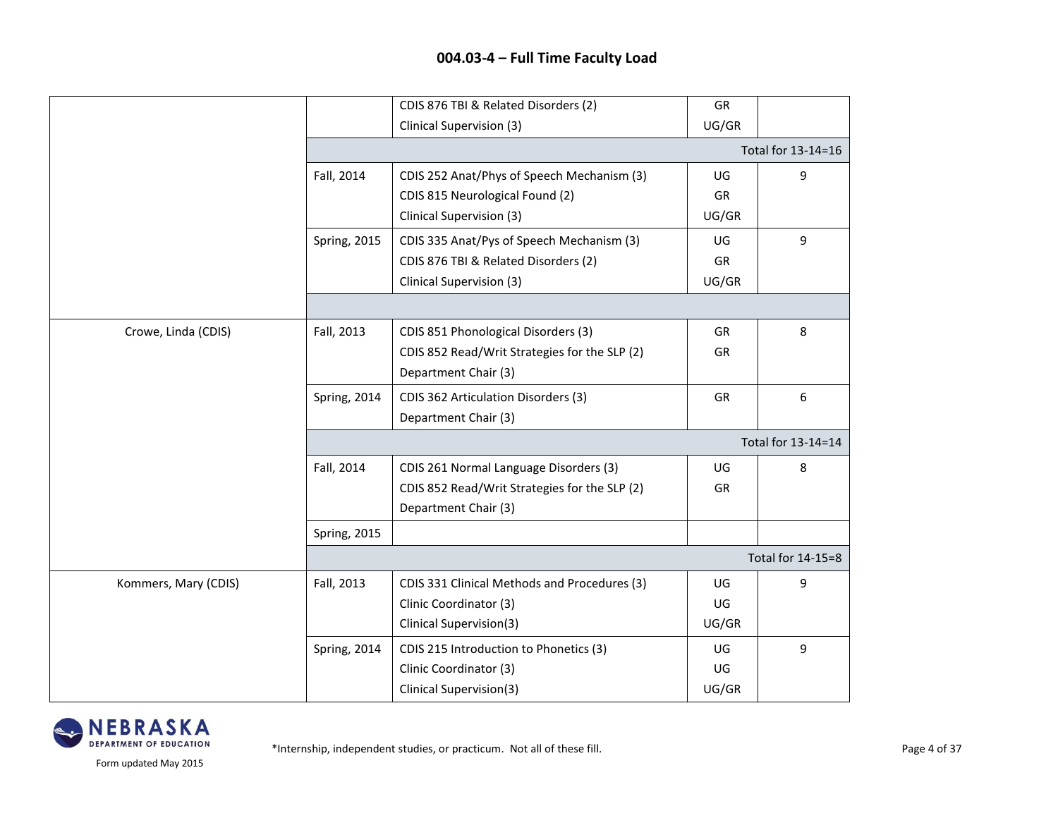## 004.03-4 – Full Time Faculty Load

| | | | | |
|---|---|---|---|---|
| | | CDIS 876 TBI & Related Disorders (2)<br>Clinical Supervision (3) | GR<br>UG/GR | |
| | | | | Total for 13-14=16 |
| | Fall, 2014 | CDIS 252 Anat/Phys of Speech Mechanism (3)<br>CDIS 815 Neurological Found (2)<br>Clinical Supervision (3) | UG<br>GR<br>UG/GR | 9 |
| | Spring, 2015 | CDIS 335 Anat/Pys of Speech Mechanism (3)<br>CDIS 876 TBI & Related Disorders (2)<br>Clinical Supervision (3) | UG<br>GR<br>UG/GR | 9 |
| | | | | |
| Crowe, Linda (CDIS) | Fall, 2013 | CDIS 851 Phonological Disorders (3)<br>CDIS 852 Read/Writ Strategies for the SLP (2)<br>Department Chair (3) | GR<br>GR | 8 |
| | Spring, 2014 | CDIS 362 Articulation Disorders (3)<br>Department Chair (3) | GR | 6 |
| | | | | Total for 13-14=14 |
| | Fall, 2014 | CDIS 261 Normal Language Disorders (3)<br>CDIS 852 Read/Writ Strategies for the SLP (2)<br>Department Chair (3) | UG<br>GR | 8 |
| | Spring, 2015 | | | |
| | | | | Total for 14-15=8 |
| Kommers, Mary (CDIS) | Fall, 2013 | CDIS 331 Clinical Methods and Procedures (3)<br>Clinic Coordinator (3)<br>Clinical Supervision(3) | UG<br>UG<br>UG/GR | 9 |
| | Spring, 2014 | CDIS 215 Introduction to Phonetics (3)<br>Clinic Coordinator (3)<br>Clinical Supervision(3) | UG<br>UG<br>UG/GR | 9 |

*Internship, independent studies, or practicum. Not all of these fill.

Form updated May 2015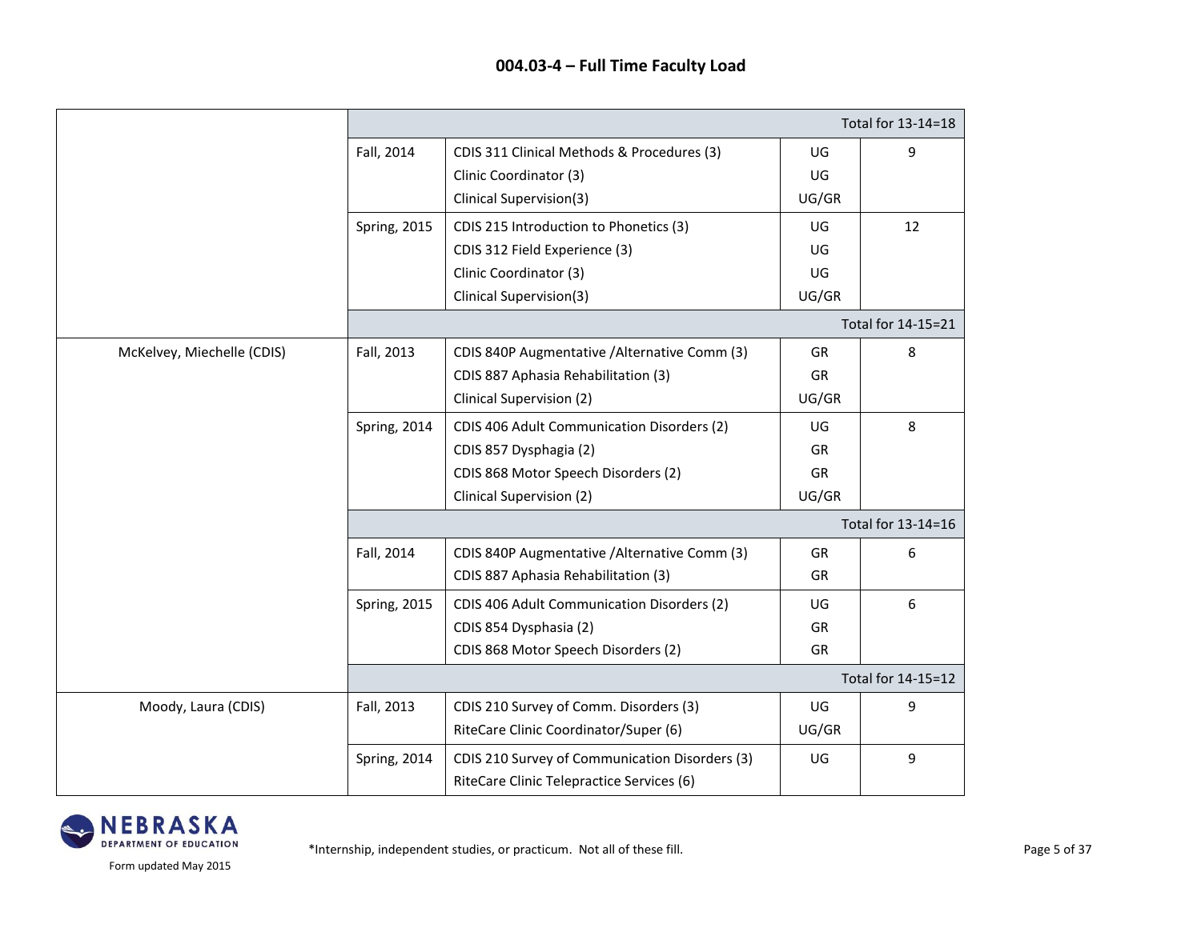## 004.03-4 – Full Time Faculty Load

| | | | | |
|---|---|---|---|---|
| | | | | Total for 13-14=18 |
| | Fall, 2014 | CDIS 311 Clinical Methods & Procedures (3)<br>Clinic Coordinator (3)<br>Clinical Supervision(3) | UG<br>UG<br>UG/GR | 9 |
| | Spring, 2015 | CDIS 215 Introduction to Phonetics (3)<br>CDIS 312 Field Experience (3)<br>Clinic Coordinator (3)<br>Clinical Supervision(3) | UG<br>UG<br>UG<br>UG/GR | 12 |
| | | | | Total for 14-15=21 |
| McKelvey, Miechelle (CDIS) | Fall, 2013 | CDIS 840P Augmentative /Alternative Comm (3)<br>CDIS 887 Aphasia Rehabilitation (3)<br>Clinical Supervision (2) | GR<br>GR<br>UG/GR | 8 |
| | Spring, 2014 | CDIS 406 Adult Communication Disorders (2)<br>CDIS 857 Dysphagia (2)<br>CDIS 868 Motor Speech Disorders (2)<br>Clinical Supervision (2) | UG<br>GR<br>GR<br>UG/GR | 8 |
| | | | | Total for 13-14=16 |
| | Fall, 2014 | CDIS 840P Augmentative /Alternative Comm (3)<br>CDIS 887 Aphasia Rehabilitation (3) | GR<br>GR | 6 |
| | Spring, 2015 | CDIS 406 Adult Communication Disorders (2)<br>CDIS 854 Dysphagia (2)<br>CDIS 868 Motor Speech Disorders (2) | UG<br>GR<br>GR | 6 |
| | | | | Total for 14-15=12 |
| Moody, Laura (CDIS) | Fall, 2013 | CDIS 210 Survey of Comm. Disorders (3)<br>RiteCare Clinic Coordinator/Super (6) | UG<br>UG/GR | 9 |
| | Spring, 2014 | CDIS 210 Survey of Communication Disorders (3)<br>RiteCare Clinic Telepractice Services (6) | UG | 9 |

Form updated May 2015

*Internship, independent studies, or practicum. Not all of these fill.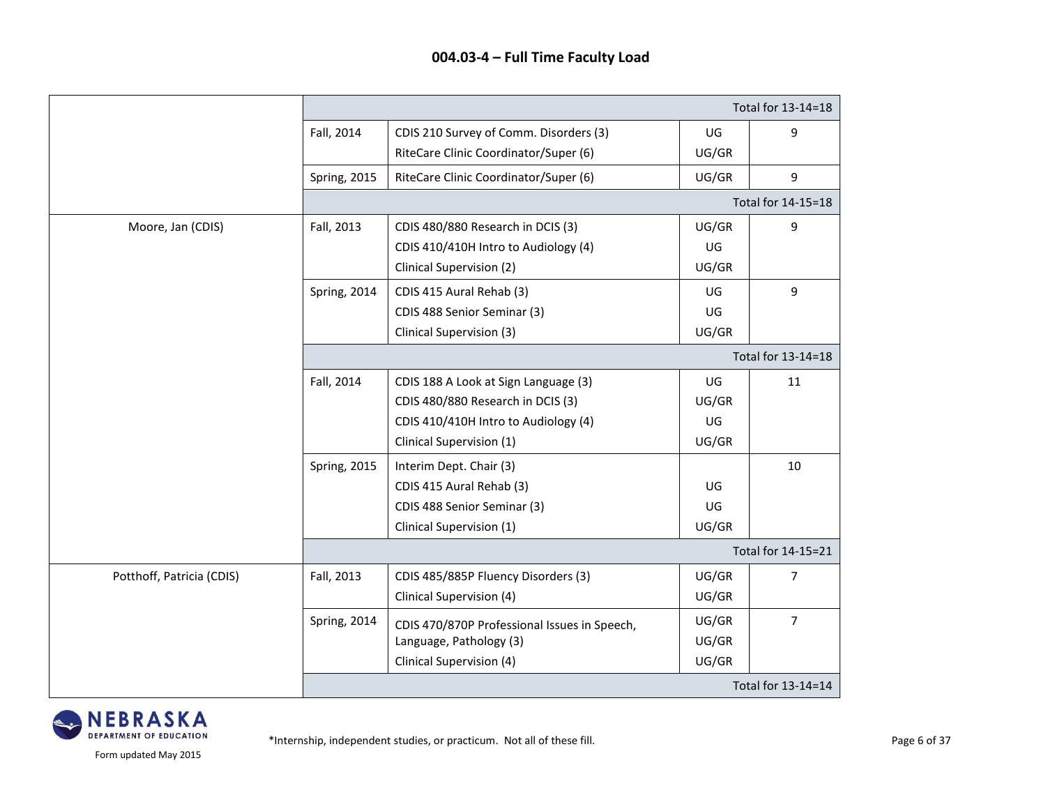## 004.03-4 – Full Time Faculty Load

| | | | | |
|---|---|---|---|---|
| | | | | Total for 13-14=18 |
| | Fall, 2014 | CDIS 210 Survey of Comm. Disorders (3)<br>RiteCare Clinic Coordinator/Super (6) | UG<br>UG/GR | 9 |
| | Spring, 2015 | RiteCare Clinic Coordinator/Super (6) | UG/GR | 9 |
| | | | | Total for 14-15=18 |
| Moore, Jan (CDIS) | Fall, 2013 | CDIS 480/880 Research in DCIS (3)<br>CDIS 410/410H Intro to Audiology (4)<br>Clinical Supervision (2) | UG/GR<br>UG<br>UG/GR | 9 |
| | Spring, 2014 | CDIS 415 Aural Rehab (3)<br>CDIS 488 Senior Seminar (3)<br>Clinical Supervision (3) | UG<br>UG<br>UG/GR | 9 |
| | | | | Total for 13-14=18 |
| | Fall, 2014 | CDIS 188 A Look at Sign Language (3)<br>CDIS 480/880 Research in DCIS (3)<br>CDIS 410/410H Intro to Audiology (4)<br>Clinical Supervision (1) | UG<br>UG/GR<br>UG<br>UG/GR | 11 |
| | Spring, 2015 | Interim Dept. Chair (3)<br>CDIS 415 Aural Rehab (3)<br>CDIS 488 Senior Seminar (3)<br>Clinical Supervision (1) | <br>UG<br>UG<br>UG/GR | 10 |
| | | | | Total for 14-15=21 |
| Potthoff, Patricia (CDIS) | Fall, 2013 | CDIS 485/885P Fluency Disorders (3)<br>Clinical Supervision (4) | UG/GR<br>UG/GR | 7 |
| | Spring, 2014 | CDIS 470/870P Professional Issues in Speech, Language, Pathology (3)<br>Clinical Supervision (4) | UG/GR<br>UG/GR<br>UG/GR | 7 |
| | | | | Total for 13-14=14 |

*Internship, independent studies, or practicum. Not all of these fill.

Form updated May 2015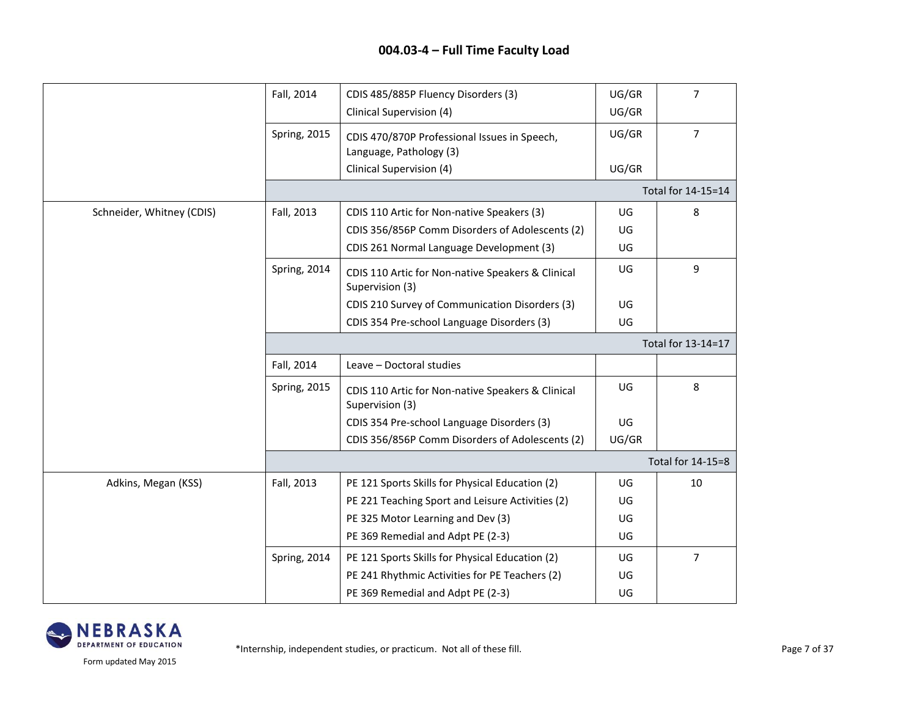## 004.03-4 – Full Time Faculty Load

| | | | | |
|---|---|---|---|---|
| | Fall, 2014 | CDIS 485/885P Fluency Disorders (3)<br>Clinical Supervision (4) | UG/GR<br>UG/GR | 7 |
| | Spring, 2015 | CDIS 470/870P Professional Issues in Speech, Language, Pathology (3)<br>Clinical Supervision (4) | UG/GR<br>UG/GR | 7 |
| | | | | Total for 14-15=14 |
| Schneider, Whitney (CDIS) | Fall, 2013 | CDIS 110 Artic for Non-native Speakers (3)<br>CDIS 356/856P Comm Disorders of Adolescents (2)<br>CDIS 261 Normal Language Development (3) | UG<br>UG<br>UG | 8 |
| | Spring, 2014 | CDIS 110 Artic for Non-native Speakers & Clinical Supervision (3)<br>CDIS 210 Survey of Communication Disorders (3)<br>CDIS 354 Pre-school Language Disorders (3) | UG<br>UG<br>UG | 9 |
| | | | | Total for 13-14=17 |
| | Fall, 2014 | Leave – Doctoral studies | | |
| | Spring, 2015 | CDIS 110 Artic for Non-native Speakers & Clinical Supervision (3)<br>CDIS 354 Pre-school Language Disorders (3)<br>CDIS 356/856P Comm Disorders of Adolescents (2) | UG<br>UG<br>UG/GR | 8 |
| | | | | Total for 14-15=8 |
| Adkins, Megan (KSS) | Fall, 2013 | PE 121 Sports Skills for Physical Education (2)<br>PE 221 Teaching Sport and Leisure Activities (2)<br>PE 325 Motor Learning and Dev (3)<br>PE 369 Remedial and Adpt PE (2-3) | UG<br>UG<br>UG<br>UG | 10 |
| | Spring, 2014 | PE 121 Sports Skills for Physical Education (2)<br>PE 241 Rhythmic Activities for PE Teachers (2)<br>PE 369 Remedial and Adpt PE (2-3) | UG<br>UG<br>UG | 7 |

Nebraska Department of Education

Form updated May 2015

*Internship, independent studies, or practicum. Not all of these fill.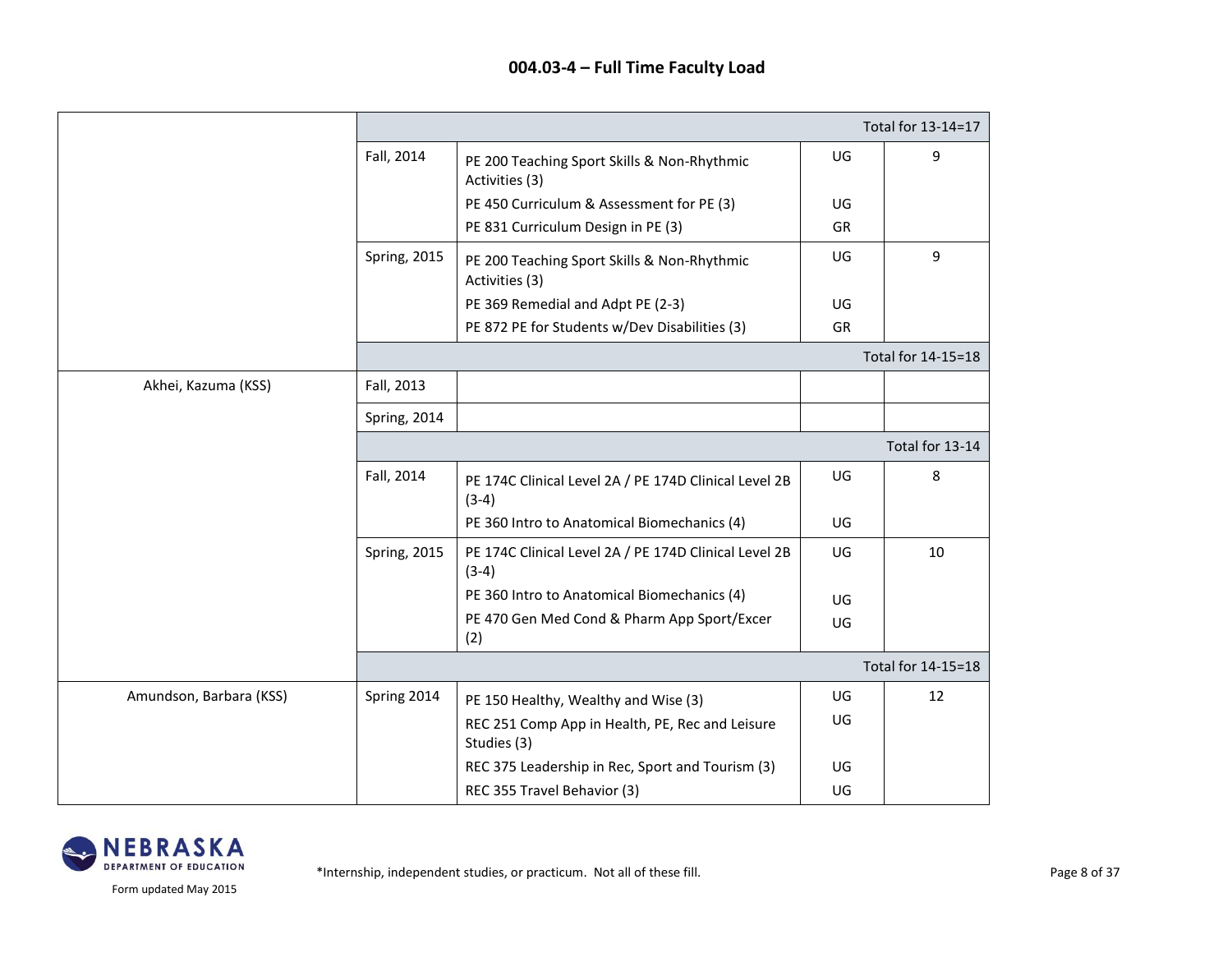# 004.03-4 – Full Time Faculty Load

| Faculty | Term | Course | Level | Load |
|---|---|---|---|---|
| | | | | Total for 13-14=17 |
| | Fall, 2014 | PE 200 Teaching Sport Skills & Non-Rhythmic Activities (3) | UG | 9 |
| | | PE 450 Curriculum & Assessment for PE (3) | UG | |
| | | PE 831 Curriculum Design in PE (3) | GR | |
| | Spring, 2015 | PE 200 Teaching Sport Skills & Non-Rhythmic Activities (3) | UG | 9 |
| | | PE 369 Remedial and Adpt PE (2-3) | UG | |
| | | PE 872 PE for Students w/Dev Disabilities (3) | GR | |
| | | | | Total for 14-15=18 |
| Akhei, Kazuma (KSS) | Fall, 2013 | | | |
| | Spring, 2014 | | | |
| | | | | Total for 13-14 |
| | Fall, 2014 | PE 174C Clinical Level 2A / PE 174D Clinical Level 2B (3-4) | UG | 8 |
| | | PE 360 Intro to Anatomical Biomechanics (4) | UG | |
| | Spring, 2015 | PE 174C Clinical Level 2A / PE 174D Clinical Level 2B (3-4) | UG | 10 |
| | | PE 360 Intro to Anatomical Biomechanics (4) | UG | |
| | | PE 470 Gen Med Cond & Pharm App Sport/Excer (2) | UG | |
| | | | | Total for 14-15=18 |
| Amundson, Barbara (KSS) | Spring 2014 | PE 150 Healthy, Wealthy and Wise (3) | UG | 12 |
| | | REC 251 Comp App in Health, PE, Rec and Leisure Studies (3) | UG | |
| | | REC 375 Leadership in Rec, Sport and Tourism (3) | UG | |
| | | REC 355 Travel Behavior (3) | UG | |

NEBRASKA DEPARTMENT OF EDUCATION

Form updated May 2015

*Internship, independent studies, or practicum. Not all of these fill.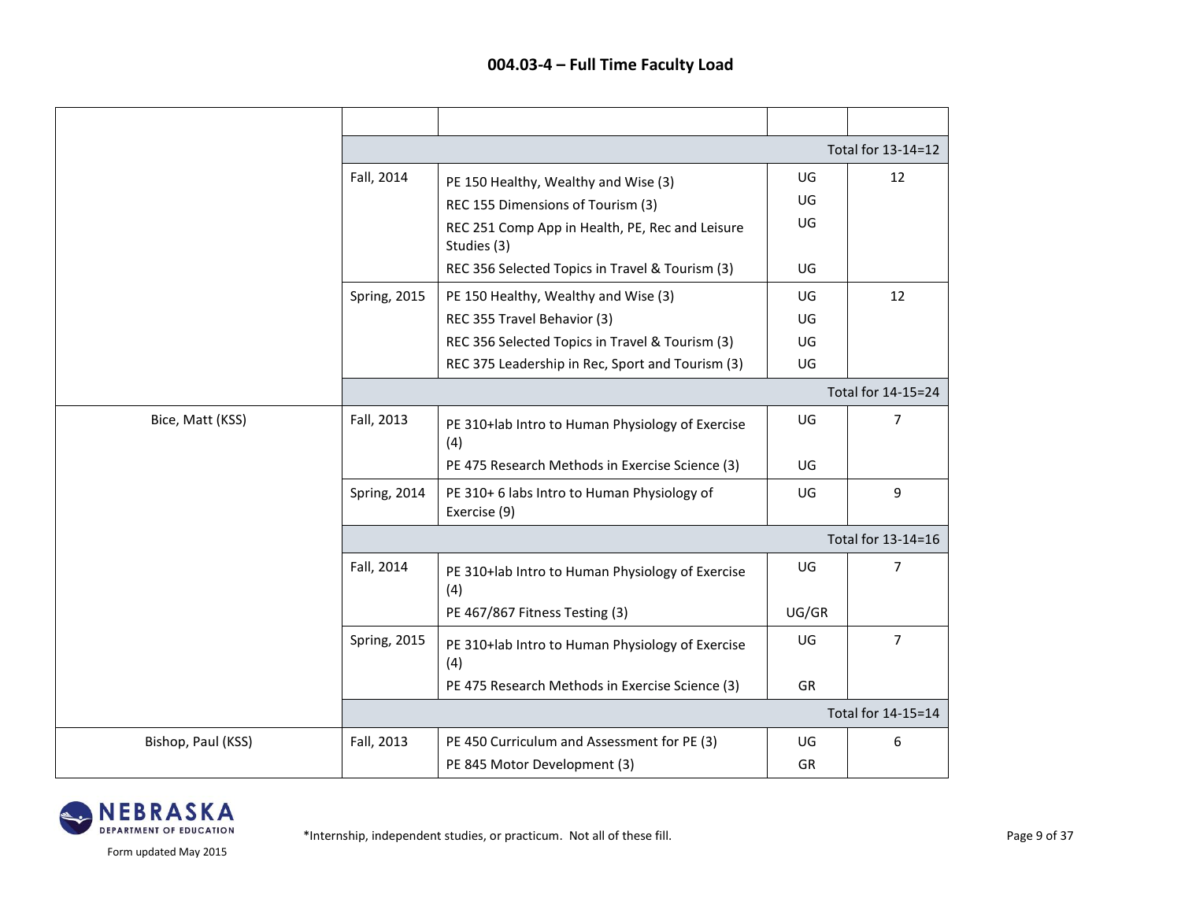## 004.03-4 – Full Time Faculty Load

| | | | | |
|---|---|---|---|---|
| | | | | |
| | | | | Total for 13-14=12 |
| | Fall, 2014 | PE 150 Healthy, Wealthy and Wise (3)<br>REC 155 Dimensions of Tourism (3)<br>REC 251 Comp App in Health, PE, Rec and Leisure Studies (3)<br>REC 356 Selected Topics in Travel & Tourism (3) | UG<br>UG<br>UG<br>UG | 12 |
| | Spring, 2015 | PE 150 Healthy, Wealthy and Wise (3)<br>REC 355 Travel Behavior (3)<br>REC 356 Selected Topics in Travel & Tourism (3)<br>REC 375 Leadership in Rec, Sport and Tourism (3) | UG<br>UG<br>UG<br>UG | 12 |
| | | | | Total for 14-15=24 |
| Bice, Matt (KSS) | Fall, 2013 | PE 310+lab Intro to Human Physiology of Exercise (4)<br>PE 475 Research Methods in Exercise Science (3) | UG<br>UG | 7 |
| | Spring, 2014 | PE 310+ 6 labs Intro to Human Physiology of Exercise (9) | UG | 9 |
| | | | | Total for 13-14=16 |
| | Fall, 2014 | PE 310+lab Intro to Human Physiology of Exercise (4)<br>PE 467/867 Fitness Testing (3) | UG<br>UG/GR | 7 |
| | Spring, 2015 | PE 310+lab Intro to Human Physiology of Exercise (4)<br>PE 475 Research Methods in Exercise Science (3) | UG<br>GR | 7 |
| | | | | Total for 14-15=14 |
| Bishop, Paul (KSS) | Fall, 2013 | PE 450 Curriculum and Assessment for PE (3)<br>PE 845 Motor Development (3) | UG<br>GR | 6 |

*Internship, independent studies, or practicum. Not all of these fill.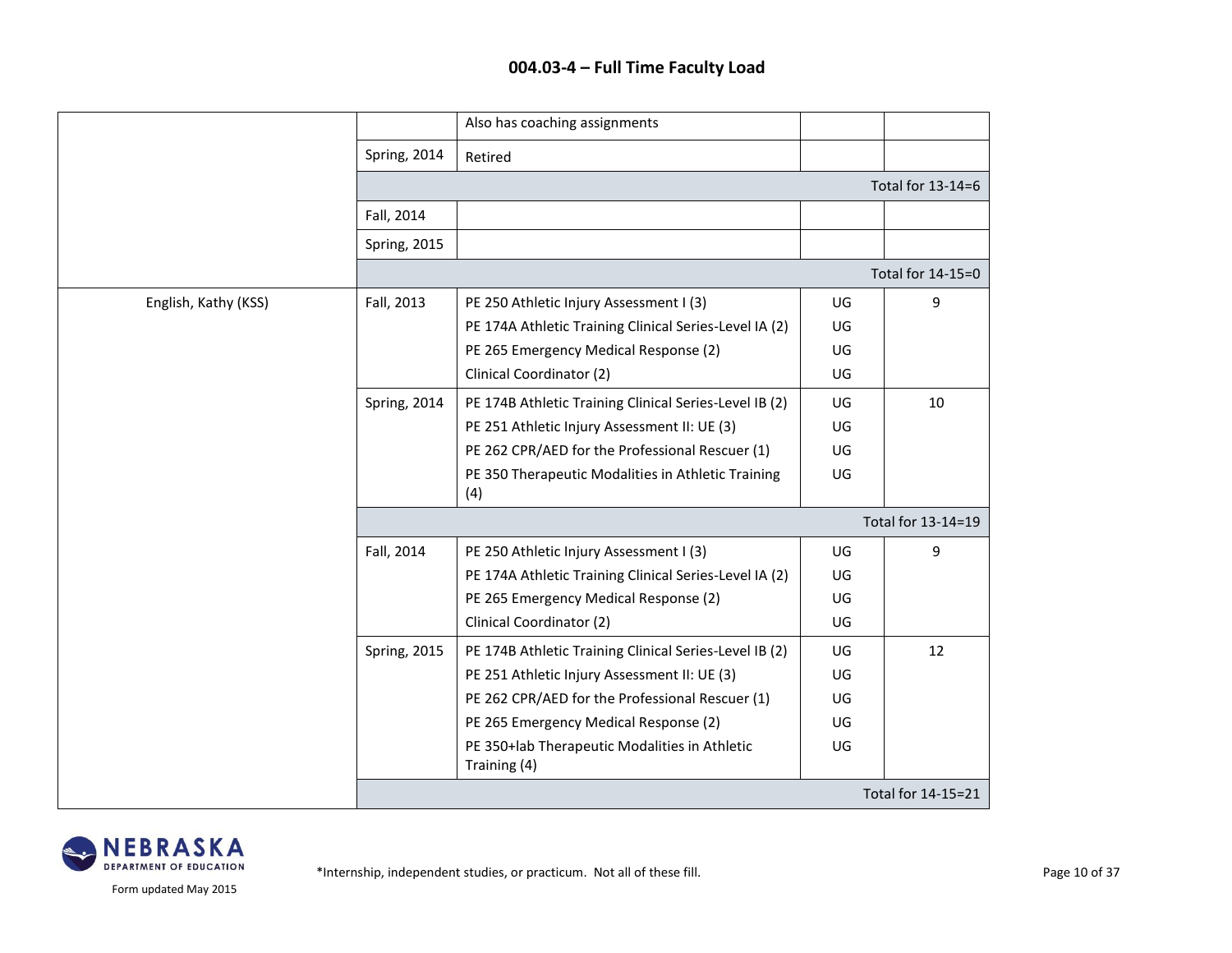## 004.03-4 – Full Time Faculty Load

| | | | | |
|---|---|---|---|---|
| | | Also has coaching assignments | | |
| | Spring, 2014 | Retired | | |
| | | | | Total for 13-14=6 |
| | Fall, 2014 | | | |
| | Spring, 2015 | | | |
| | | | | Total for 14-15=0 |
| English, Kathy (KSS) | Fall, 2013 | PE 250 Athletic Injury Assessment I (3) | UG | 9 |
| | | PE 174A Athletic Training Clinical Series-Level IA (2) | UG | |
| | | PE 265 Emergency Medical Response (2) | UG | |
| | | Clinical Coordinator (2) | UG | |
| | Spring, 2014 | PE 174B Athletic Training Clinical Series-Level IB (2) | UG | 10 |
| | | PE 251 Athletic Injury Assessment II: UE (3) | UG | |
| | | PE 262 CPR/AED for the Professional Rescuer (1) | UG | |
| | | PE 350 Therapeutic Modalities in Athletic Training (4) | UG | |
| | | | | Total for 13-14=19 |
| | Fall, 2014 | PE 250 Athletic Injury Assessment I (3) | UG | 9 |
| | | PE 174A Athletic Training Clinical Series-Level IA (2) | UG | |
| | | PE 265 Emergency Medical Response (2) | UG | |
| | | Clinical Coordinator (2) | UG | |
| | Spring, 2015 | PE 174B Athletic Training Clinical Series-Level IB (2) | UG | 12 |
| | | PE 251 Athletic Injury Assessment II: UE (3) | UG | |
| | | PE 262 CPR/AED for the Professional Rescuer (1) | UG | |
| | | PE 265 Emergency Medical Response (2) | UG | |
| | | PE 350+lab Therapeutic Modalities in Athletic Training (4) | UG | |
| | | | | Total for 14-15=21 |

Form updated May 2015

*Internship, independent studies, or practicum. Not all of these fill.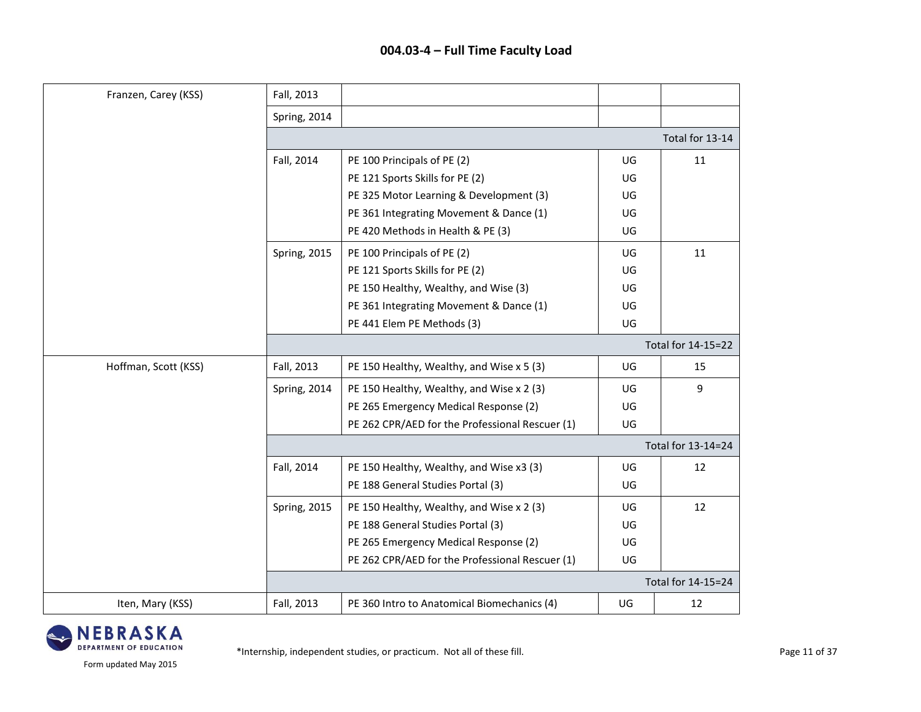## 004.03-4 – Full Time Faculty Load

| | | | | |
|---|---|---|---|---|
| Franzen, Carey (KSS) | Fall, 2013 | | | |
| | Spring, 2014 | | | |
| | | | | Total for 13-14 |
| | Fall, 2014 | PE 100 Principals of PE (2)<br>PE 121 Sports Skills for PE (2)<br>PE 325 Motor Learning & Development (3)<br>PE 361 Integrating Movement & Dance (1)<br>PE 420 Methods in Health & PE (3) | UG<br>UG<br>UG<br>UG<br>UG | 11 |
| | Spring, 2015 | PE 100 Principals of PE (2)<br>PE 121 Sports Skills for PE (2)<br>PE 150 Healthy, Wealthy, and Wise (3)<br>PE 361 Integrating Movement & Dance (1)<br>PE 441 Elem PE Methods (3) | UG<br>UG<br>UG<br>UG<br>UG | 11 |
| | | | | Total for 14-15=22 |
| Hoffman, Scott (KSS) | Fall, 2013 | PE 150 Healthy, Wealthy, and Wise x 5 (3) | UG | 15 |
| | Spring, 2014 | PE 150 Healthy, Wealthy, and Wise x 2 (3)<br>PE 265 Emergency Medical Response (2)<br>PE 262 CPR/AED for the Professional Rescuer (1) | UG<br>UG<br>UG | 9 |
| | | | | Total for 13-14=24 |
| | Fall, 2014 | PE 150 Healthy, Wealthy, and Wise x3 (3)<br>PE 188 General Studies Portal (3) | UG<br>UG | 12 |
| | Spring, 2015 | PE 150 Healthy, Wealthy, and Wise x 2 (3)<br>PE 188 General Studies Portal (3)<br>PE 265 Emergency Medical Response (2)<br>PE 262 CPR/AED for the Professional Rescuer (1) | UG<br>UG<br>UG<br>UG | 12 |
| | | | | Total for 14-15=24 |
| Iten, Mary (KSS) | Fall, 2013 | PE 360 Intro to Anatomical Biomechanics (4) | UG | 12 |

NEBRASKA DEPARTMENT OF EDUCATION

Form updated May 2015

*Internship, independent studies, or practicum. Not all of these fill.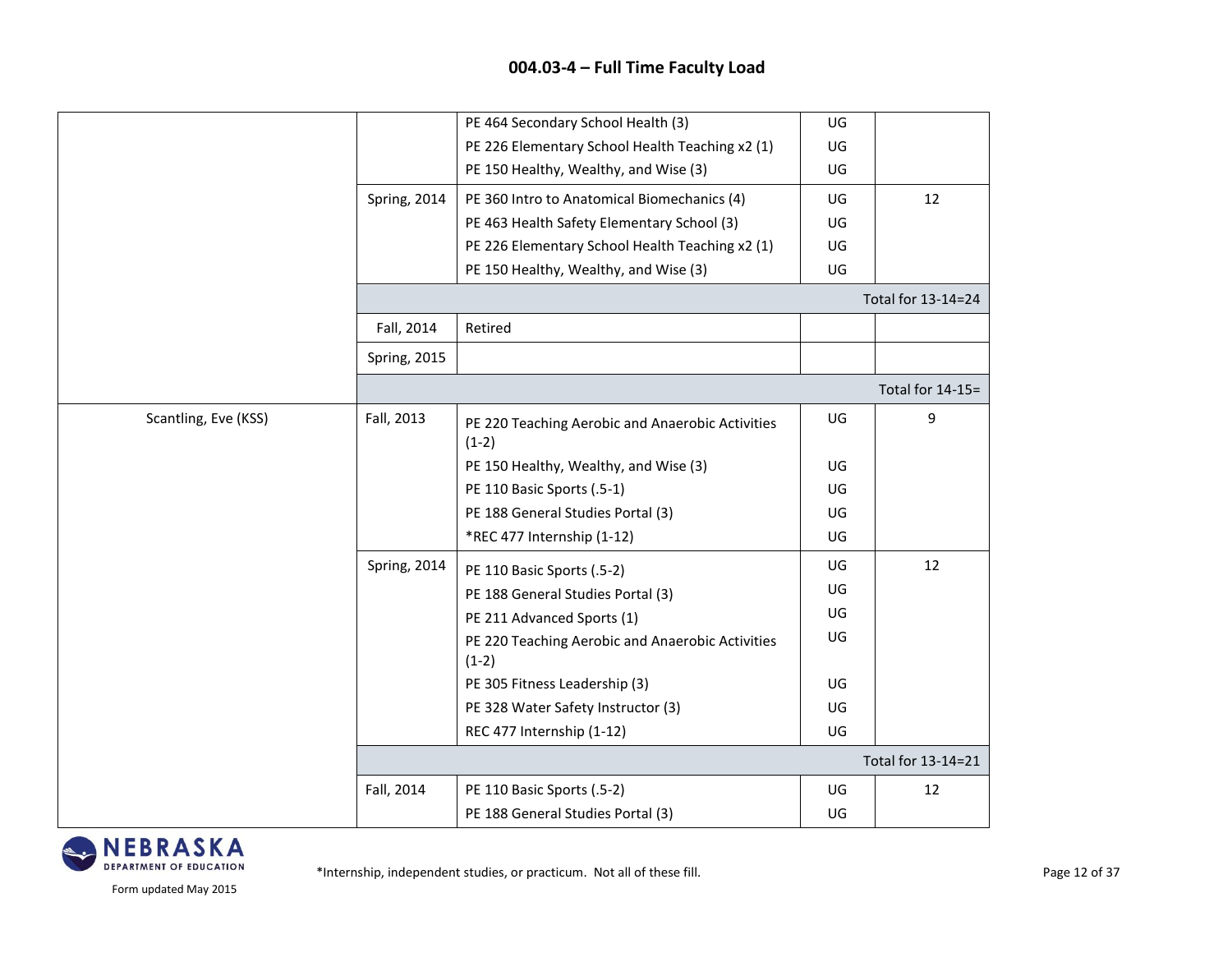## 004.03-4 – Full Time Faculty Load

| | | | | |
|---|---|---|---|---|
| | | PE 464 Secondary School Health (3) | UG | |
| | | PE 226 Elementary School Health Teaching x2 (1) | UG | |
| | | PE 150 Healthy, Wealthy, and Wise (3) | UG | |
| | Spring, 2014 | PE 360 Intro to Anatomical Biomechanics (4) | UG | 12 |
| | | PE 463 Health Safety Elementary School (3) | UG | |
| | | PE 226 Elementary School Health Teaching x2 (1) | UG | |
| | | PE 150 Healthy, Wealthy, and Wise (3) | UG | |
| | | | | Total for 13-14=24 |
| | Fall, 2014 | Retired | | |
| | Spring, 2015 | | | |
| | | | | Total for 14-15= |
| Scantling, Eve (KSS) | Fall, 2013 | PE 220 Teaching Aerobic and Anaerobic Activities (1-2) | UG | 9 |
| | | PE 150 Healthy, Wealthy, and Wise (3) | UG | |
| | | PE 110 Basic Sports (.5-1) | UG | |
| | | PE 188 General Studies Portal (3) | UG | |
| | | *REC 477 Internship (1-12) | UG | |
| | Spring, 2014 | PE 110 Basic Sports (.5-2) | UG | 12 |
| | | PE 188 General Studies Portal (3) | UG | |
| | | PE 211 Advanced Sports (1) | UG | |
| | | PE 220 Teaching Aerobic and Anaerobic Activities (1-2) | UG | |
| | | PE 305 Fitness Leadership (3) | UG | |
| | | PE 328 Water Safety Instructor (3) | UG | |
| | | REC 477 Internship (1-12) | UG | |
| | | | | Total for 13-14=21 |
| | Fall, 2014 | PE 110 Basic Sports (.5-2) | UG | 12 |
| | | PE 188 General Studies Portal (3) | UG | |

*Internship, independent studies, or practicum. Not all of these fill.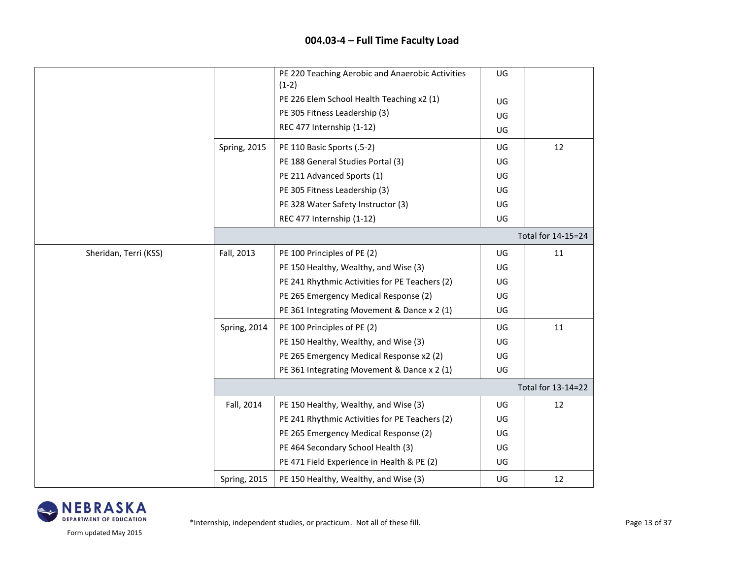## 004.03-4 – Full Time Faculty Load

| | | | | |
|---|---|---|---|---|
| | | PE 220 Teaching Aerobic and Anaerobic Activities (1-2) | UG | |
| | | PE 226 Elem School Health Teaching x2 (1) | UG | |
| | | PE 305 Fitness Leadership (3) | UG | |
| | | REC 477 Internship (1-12) | UG | |
| | Spring, 2015 | PE 110 Basic Sports (.5-2) | UG | 12 |
| | | PE 188 General Studies Portal (3) | UG | |
| | | PE 211 Advanced Sports (1) | UG | |
| | | PE 305 Fitness Leadership (3) | UG | |
| | | PE 328 Water Safety Instructor (3) | UG | |
| | | REC 477 Internship (1-12) | UG | |
| | | | | Total for 14-15=24 |
| Sheridan, Terri (KSS) | Fall, 2013 | PE 100 Principles of PE (2) | UG | 11 |
| | | PE 150 Healthy, Wealthy, and Wise (3) | UG | |
| | | PE 241 Rhythmic Activities for PE Teachers (2) | UG | |
| | | PE 265 Emergency Medical Response (2) | UG | |
| | | PE 361 Integrating Movement & Dance x 2 (1) | UG | |
| | Spring, 2014 | PE 100 Principles of PE (2) | UG | 11 |
| | | PE 150 Healthy, Wealthy, and Wise (3) | UG | |
| | | PE 265 Emergency Medical Response x2 (2) | UG | |
| | | PE 361 Integrating Movement & Dance x 2 (1) | UG | |
| | | | | Total for 13-14=22 |
| | Fall, 2014 | PE 150 Healthy, Wealthy, and Wise (3) | UG | 12 |
| | | PE 241 Rhythmic Activities for PE Teachers (2) | UG | |
| | | PE 265 Emergency Medical Response (2) | UG | |
| | | PE 464 Secondary School Health (3) | UG | |
| | | PE 471 Field Experience in Health & PE (2) | UG | |
| | Spring, 2015 | PE 150 Healthy, Wealthy, and Wise (3) | UG | 12 |

Form updated May 2015

*Internship, independent studies, or practicum. Not all of these fill.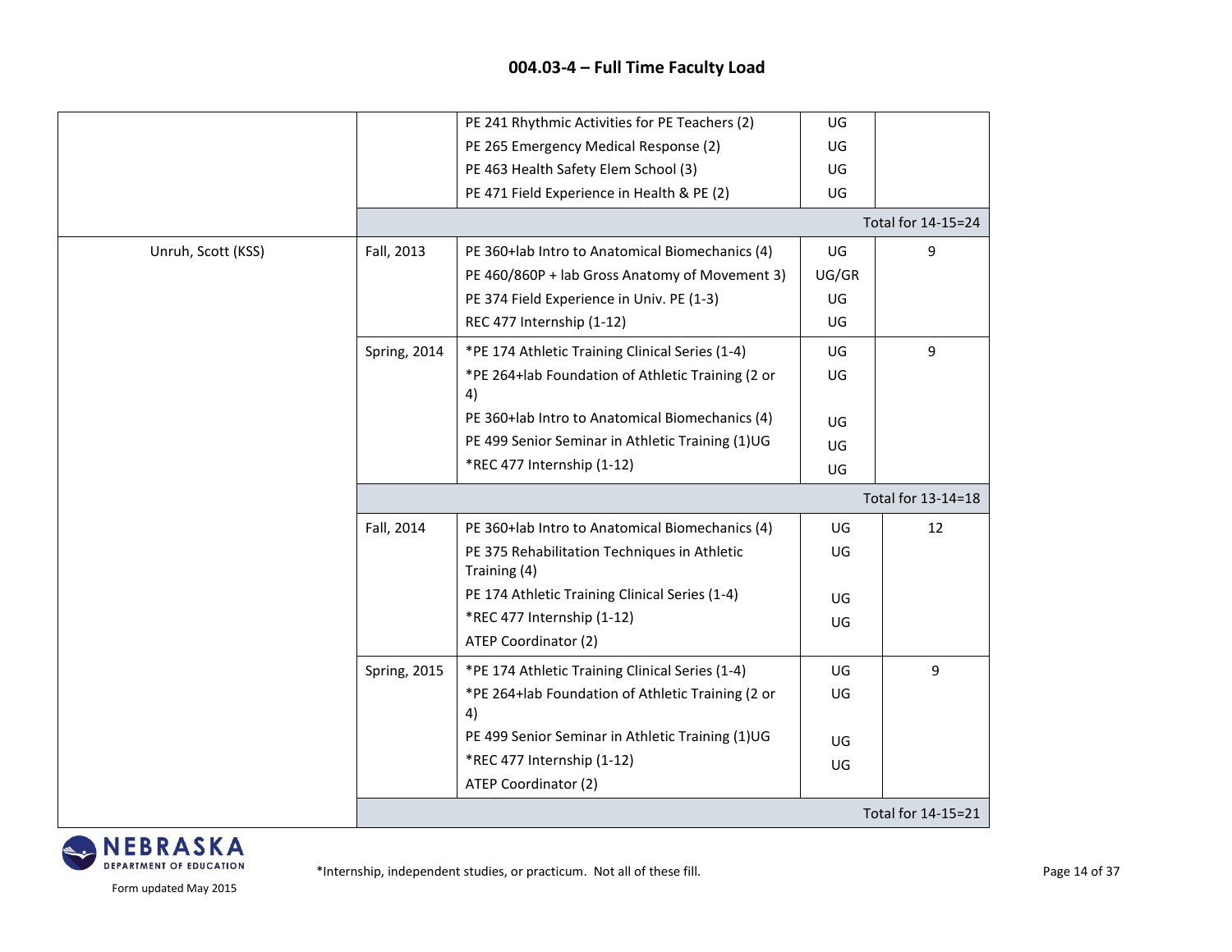## 004.03-4 – Full Time Faculty Load

| Faculty | Term | Courses | Level | Load |
|---|---|---|---|---|
| | | PE 241 Rhythmic Activities for PE Teachers (2) | UG | |
| | | PE 265 Emergency Medical Response (2) | UG | |
| | | PE 463 Health Safety Elem School (3) | UG | |
| | | PE 471 Field Experience in Health & PE (2) | UG | |
| | | | | Total for 14-15=24 |
| Unruh, Scott (KSS) | Fall, 2013 | PE 360+lab Intro to Anatomical Biomechanics (4) | UG | 9 |
| | | PE 460/860P + lab Gross Anatomy of Movement 3) | UG/GR | |
| | | PE 374 Field Experience in Univ. PE (1-3) | UG | |
| | | REC 477 Internship (1-12) | UG | |
| | Spring, 2014 | *PE 174 Athletic Training Clinical Series (1-4) | UG | 9 |
| | | *PE 264+lab Foundation of Athletic Training (2 or 4) | UG | |
| | | PE 360+lab Intro to Anatomical Biomechanics (4) | UG | |
| | | PE 499 Senior Seminar in Athletic Training (1)UG | UG | |
| | | *REC 477 Internship (1-12) | UG | |
| | | | | Total for 13-14=18 |
| | Fall, 2014 | PE 360+lab Intro to Anatomical Biomechanics (4) | UG | 12 |
| | | PE 375 Rehabilitation Techniques in Athletic Training (4) | UG | |
| | | PE 174 Athletic Training Clinical Series (1-4) | UG | |
| | | *REC 477 Internship (1-12) | UG | |
| | | ATEP Coordinator (2) | | |
| | Spring, 2015 | *PE 174 Athletic Training Clinical Series (1-4) | UG | 9 |
| | | *PE 264+lab Foundation of Athletic Training (2 or 4) | UG | |
| | | PE 499 Senior Seminar in Athletic Training (1)UG | UG | |
| | | *REC 477 Internship (1-12) | UG | |
| | | ATEP Coordinator (2) | | |
| | | | | Total for 14-15=21 |

*Internship, independent studies, or practicum. Not all of these fill.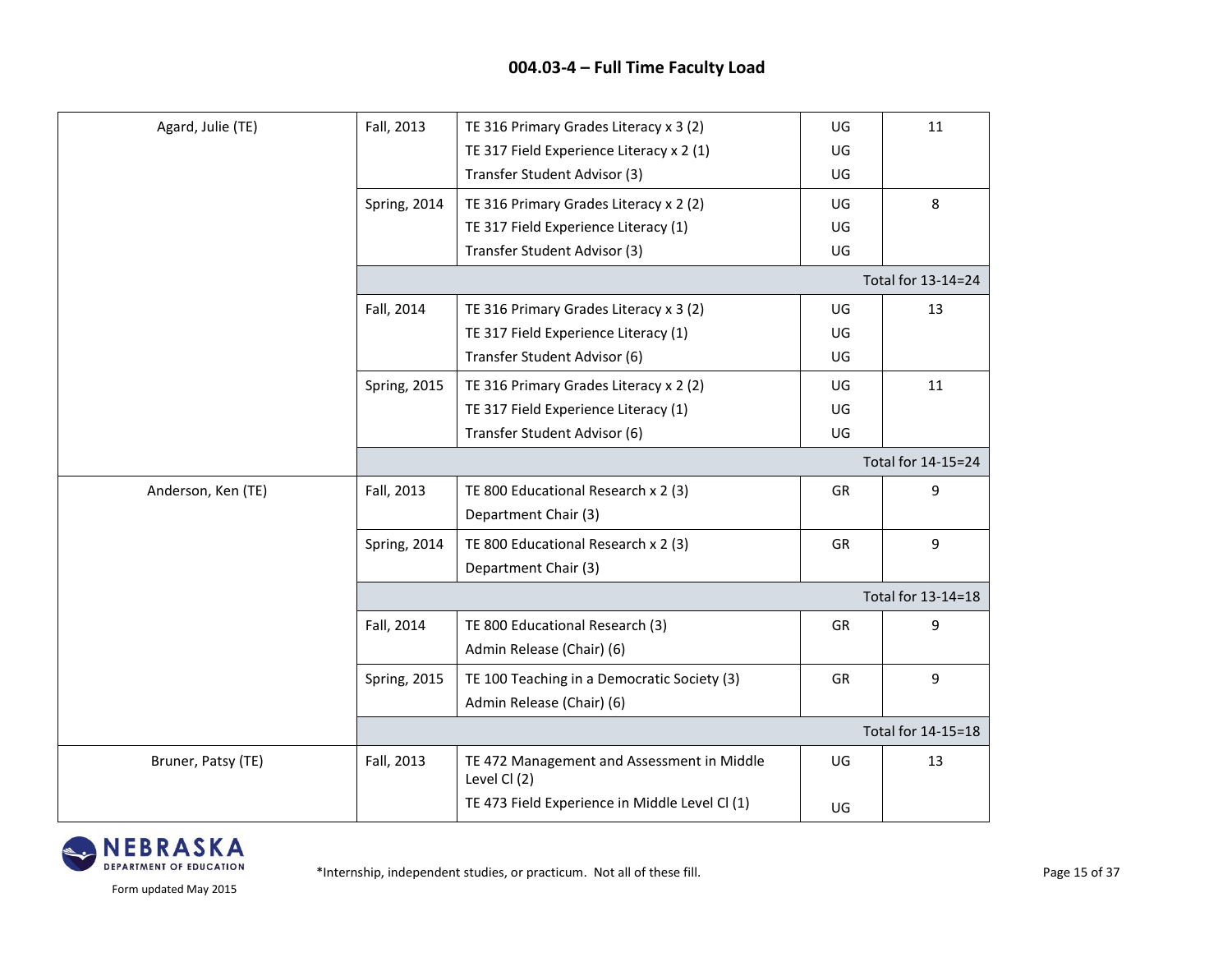## 004.03-4 – Full Time Faculty Load

| | | | | |
|---|---|---|---|---|
| Agard, Julie (TE) | Fall, 2013 | TE 316 Primary Grades Literacy x 3 (2)<br>TE 317 Field Experience Literacy x 2 (1)<br>Transfer Student Advisor (3) | UG<br>UG<br>UG | 11 |
| | Spring, 2014 | TE 316 Primary Grades Literacy x 2 (2)<br>TE 317 Field Experience Literacy (1)<br>Transfer Student Advisor (3) | UG<br>UG<br>UG | 8 |
| | | | | Total for 13-14=24 |
| | Fall, 2014 | TE 316 Primary Grades Literacy x 3 (2)<br>TE 317 Field Experience Literacy (1)<br>Transfer Student Advisor (6) | UG<br>UG<br>UG | 13 |
| | Spring, 2015 | TE 316 Primary Grades Literacy x 2 (2)<br>TE 317 Field Experience Literacy (1)<br>Transfer Student Advisor (6) | UG<br>UG<br>UG | 11 |
| | | | | Total for 14-15=24 |
| Anderson, Ken (TE) | Fall, 2013 | TE 800 Educational Research x 2 (3)<br>Department Chair (3) | GR | 9 |
| | Spring, 2014 | TE 800 Educational Research x 2 (3)<br>Department Chair (3) | GR | 9 |
| | | | | Total for 13-14=18 |
| | Fall, 2014 | TE 800 Educational Research (3)<br>Admin Release (Chair) (6) | GR | 9 |
| | Spring, 2015 | TE 100 Teaching in a Democratic Society (3)<br>Admin Release (Chair) (6) | GR | 9 |
| | | | | Total for 14-15=18 |
| Bruner, Patsy (TE) | Fall, 2013 | TE 472 Management and Assessment in Middle Level Cl (2)<br>TE 473 Field Experience in Middle Level Cl (1) | UG<br>UG | 13 |

*Internship, independent studies, or practicum. Not all of these fill.

Form updated May 2015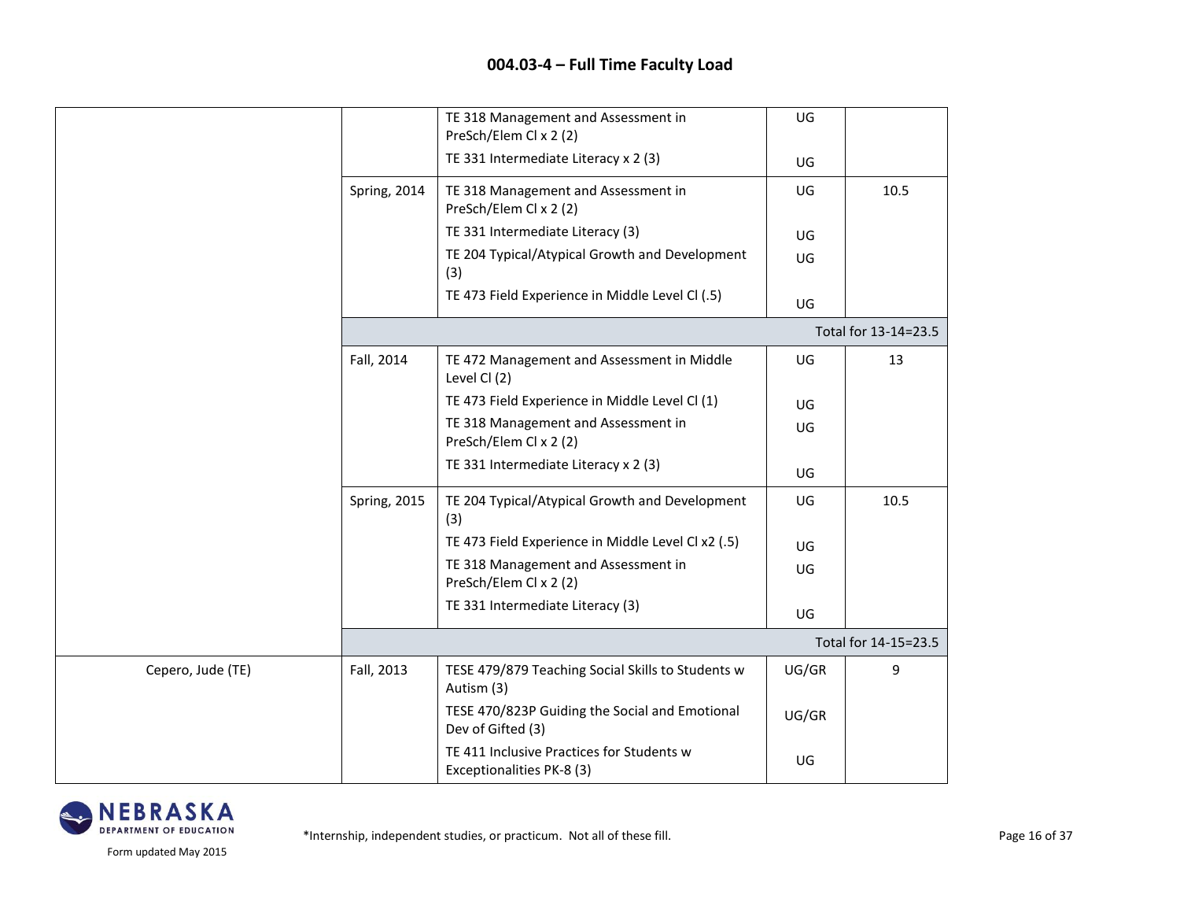# 004.03-4 – Full Time Faculty Load

| | | | | |
|---|---|---|---|---|
| | | TE 318 Management and Assessment in PreSch/Elem Cl x 2 (2)<br>TE 331 Intermediate Literacy x 2 (3) | UG<br>UG | |
| | Spring, 2014 | TE 318 Management and Assessment in PreSch/Elem Cl x 2 (2)<br>TE 331 Intermediate Literacy (3)<br>TE 204 Typical/Atypical Growth and Development (3)<br>TE 473 Field Experience in Middle Level Cl (.5) | UG<br>UG<br>UG<br>UG | 10.5 |
| | | | | Total for 13-14=23.5 |
| | Fall, 2014 | TE 472 Management and Assessment in Middle Level Cl (2)<br>TE 473 Field Experience in Middle Level Cl (1)<br>TE 318 Management and Assessment in PreSch/Elem Cl x 2 (2)<br>TE 331 Intermediate Literacy x 2 (3) | UG<br>UG<br>UG<br>UG | 13 |
| | Spring, 2015 | TE 204 Typical/Atypical Growth and Development (3)<br>TE 473 Field Experience in Middle Level Cl x2 (.5)<br>TE 318 Management and Assessment in PreSch/Elem Cl x 2 (2)<br>TE 331 Intermediate Literacy (3) | UG<br>UG<br>UG<br>UG | 10.5 |
| | | | | Total for 14-15=23.5 |
| Cepero, Jude (TE) | Fall, 2013 | TESE 479/879 Teaching Social Skills to Students w Autism (3)<br>TESE 470/823P Guiding the Social and Emotional Dev of Gifted (3)<br>TE 411 Inclusive Practices for Students w Exceptionalities PK-8 (3) | UG/GR<br>UG/GR<br>UG | 9 |

Form updated May 2015

*Internship, independent studies, or practicum. Not all of these fill.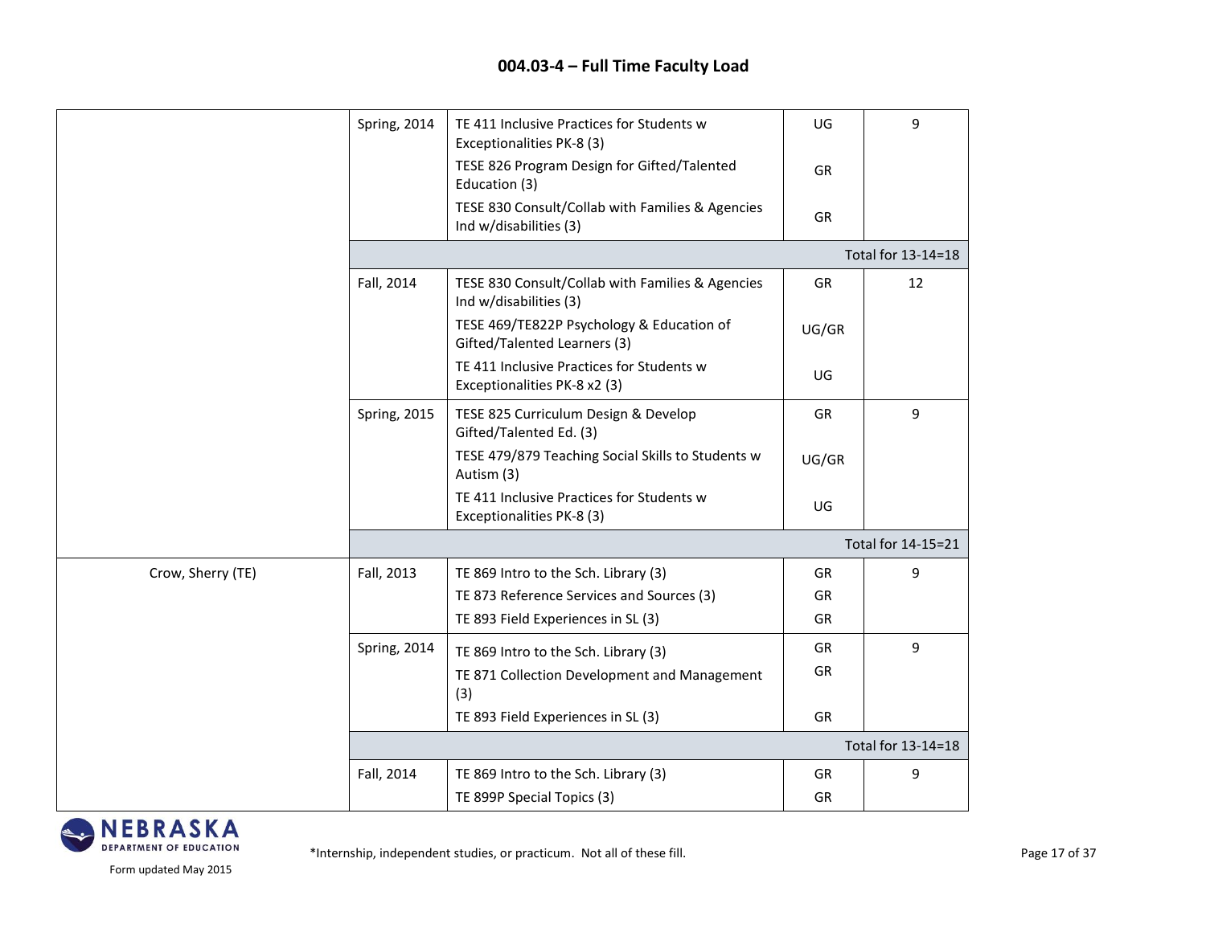## 004.03-4 – Full Time Faculty Load

| | | | | |
|---|---|---|---|---|
| | Spring, 2014 | TE 411 Inclusive Practices for Students w Exceptionalities PK-8 (3)<br>TESE 826 Program Design for Gifted/Talented Education (3)<br>TESE 830 Consult/Collab with Families & Agencies Ind w/disabilities (3) | UG<br>GR<br>GR | 9 |
| | | | | Total for 13-14=18 |
| | Fall, 2014 | TESE 830 Consult/Collab with Families & Agencies Ind w/disabilities (3)<br>TESE 469/TE822P Psychology & Education of Gifted/Talented Learners (3)<br>TE 411 Inclusive Practices for Students w Exceptionalities PK-8 x2 (3) | GR<br>UG/GR<br>UG | 12 |
| | Spring, 2015 | TESE 825 Curriculum Design & Develop Gifted/Talented Ed. (3)<br>TESE 479/879 Teaching Social Skills to Students w Autism (3)<br>TE 411 Inclusive Practices for Students w Exceptionalities PK-8 (3) | GR<br>UG/GR<br>UG | 9 |
| | | | | Total for 14-15=21 |
| Crow, Sherry (TE) | Fall, 2013 | TE 869 Intro to the Sch. Library (3)<br>TE 873 Reference Services and Sources (3)<br>TE 893 Field Experiences in SL (3) | GR<br>GR<br>GR | 9 |
| | Spring, 2014 | TE 869 Intro to the Sch. Library (3)<br>TE 871 Collection Development and Management (3)<br>TE 893 Field Experiences in SL (3) | GR<br>GR<br>GR | 9 |
| | | | | Total for 13-14=18 |
| | Fall, 2014 | TE 869 Intro to the Sch. Library (3)<br>TE 899P Special Topics (3) | GR<br>GR | 9 |

*Internship, independent studies, or practicum. Not all of these fill.

Form updated May 2015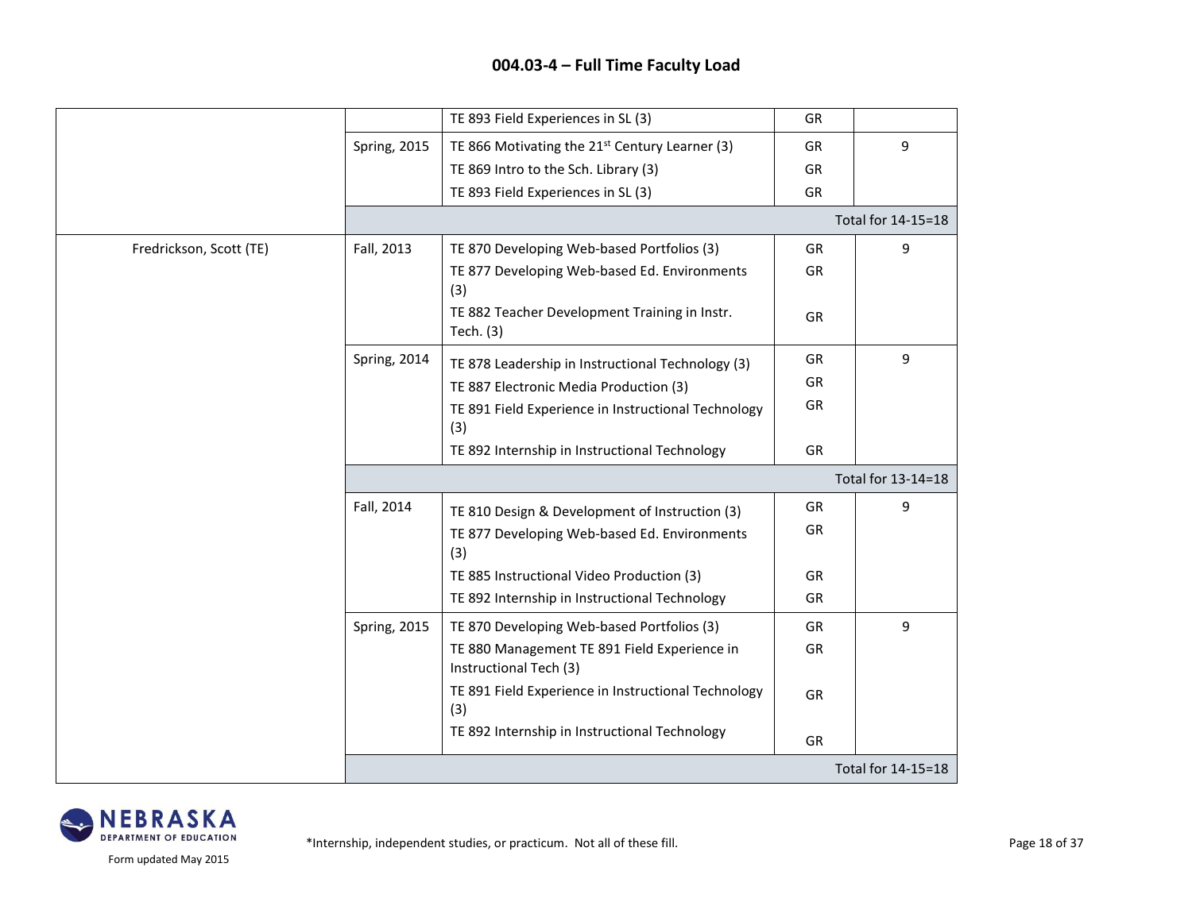## 004.03-4 – Full Time Faculty Load

| | | | | |
|---|---|---|---|---|
| | | TE 893 Field Experiences in SL (3) | GR | |
| | Spring, 2015 | TE 866 Motivating the 21st Century Learner (3) | GR | 9 |
| | | TE 869 Intro to the Sch. Library (3) | GR | |
| | | TE 893 Field Experiences in SL (3) | GR | |
| | | | | Total for 14-15=18 |
| Fredrickson, Scott (TE) | Fall, 2013 | TE 870 Developing Web-based Portfolios (3) | GR | 9 |
| | | TE 877 Developing Web-based Ed. Environments (3) | GR | |
| | | TE 882 Teacher Development Training in Instr. Tech. (3) | GR | |
| | Spring, 2014 | TE 878 Leadership in Instructional Technology (3) | GR | 9 |
| | | TE 887 Electronic Media Production (3) | GR | |
| | | TE 891 Field Experience in Instructional Technology (3) | GR | |
| | | TE 892 Internship in Instructional Technology | GR | |
| | | | | Total for 13-14=18 |
| | Fall, 2014 | TE 810 Design & Development of Instruction (3) | GR | 9 |
| | | TE 877 Developing Web-based Ed. Environments (3) | GR | |
| | | TE 885 Instructional Video Production (3) | GR | |
| | | TE 892 Internship in Instructional Technology | GR | |
| | Spring, 2015 | TE 870 Developing Web-based Portfolios (3) | GR | 9 |
| | | TE 880 Management TE 891 Field Experience in Instructional Tech (3) | GR | |
| | | TE 891 Field Experience in Instructional Technology (3) | GR | |
| | | TE 892 Internship in Instructional Technology | GR | |
| | | | | Total for 14-15=18 |

*Internship, independent studies, or practicum. Not all of these fill.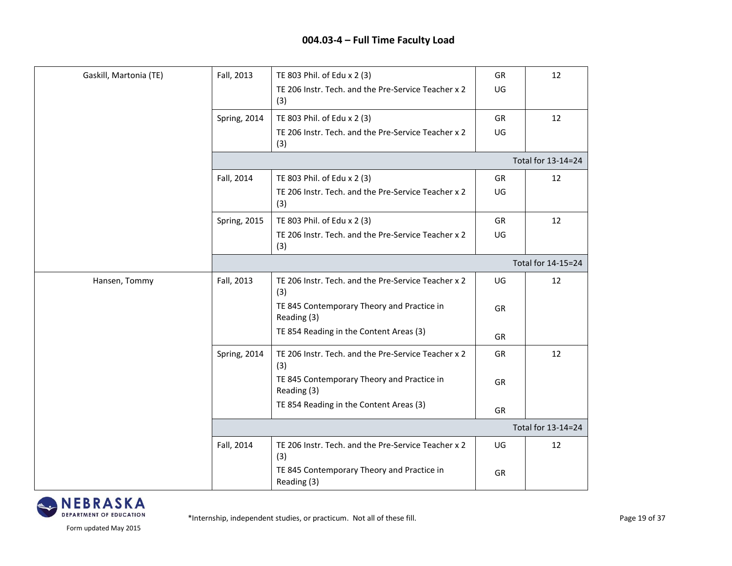## 004.03-4 – Full Time Faculty Load

| | | | | |
|---|---|---|---|---|
| Gaskill, Martonia (TE) | Fall, 2013 | TE 803 Phil. of Edu x 2 (3)<br>TE 206 Instr. Tech. and the Pre-Service Teacher x 2 (3) | GR<br>UG | 12 |
| | Spring, 2014 | TE 803 Phil. of Edu x 2 (3)<br>TE 206 Instr. Tech. and the Pre-Service Teacher x 2 (3) | GR<br>UG | 12 |
| | | | | Total for 13-14=24 |
| | Fall, 2014 | TE 803 Phil. of Edu x 2 (3)<br>TE 206 Instr. Tech. and the Pre-Service Teacher x 2 (3) | GR<br>UG | 12 |
| | Spring, 2015 | TE 803 Phil. of Edu x 2 (3)<br>TE 206 Instr. Tech. and the Pre-Service Teacher x 2 (3) | GR<br>UG | 12 |
| | | | | Total for 14-15=24 |
| Hansen, Tommy | Fall, 2013 | TE 206 Instr. Tech. and the Pre-Service Teacher x 2 (3)<br>TE 845 Contemporary Theory and Practice in Reading (3)<br>TE 854 Reading in the Content Areas (3) | UG<br>GR<br>GR | 12 |
| | Spring, 2014 | TE 206 Instr. Tech. and the Pre-Service Teacher x 2 (3)<br>TE 845 Contemporary Theory and Practice in Reading (3)<br>TE 854 Reading in the Content Areas (3) | GR<br>GR<br>GR | 12 |
| | | | | Total for 13-14=24 |
| | Fall, 2014 | TE 206 Instr. Tech. and the Pre-Service Teacher x 2 (3)<br>TE 845 Contemporary Theory and Practice in Reading (3) | UG<br>GR | 12 |

*Internship, independent studies, or practicum. Not all of these fill.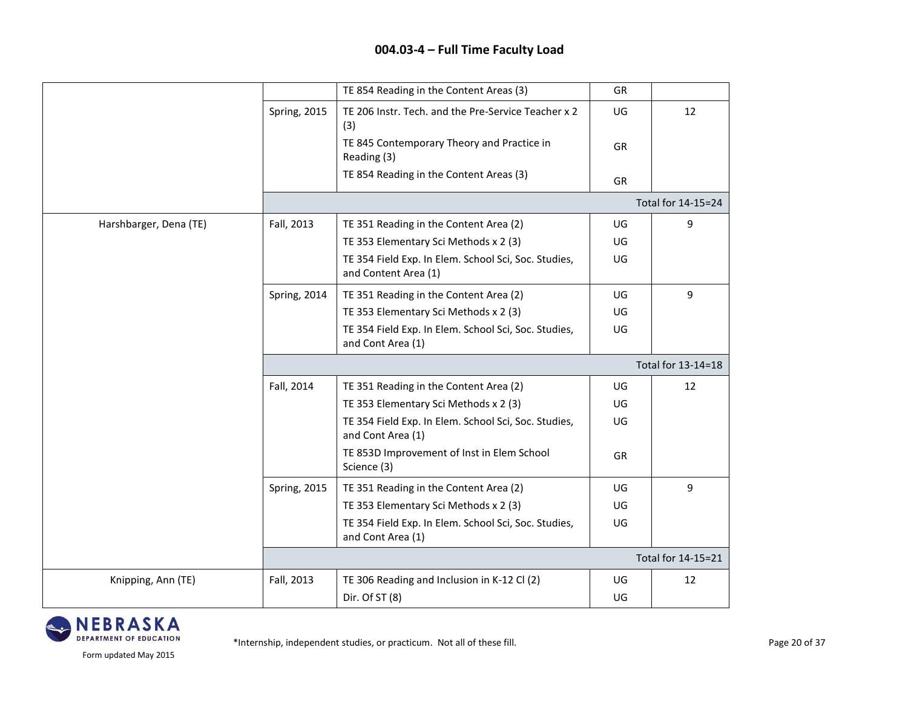## 004.03-4 – Full Time Faculty Load

| | | | | |
|---|---|---|---|---|
| | | TE 854 Reading in the Content Areas (3) | GR | |
| | Spring, 2015 | TE 206 Instr. Tech. and the Pre-Service Teacher x 2 (3) | UG | 12 |
| | | TE 845 Contemporary Theory and Practice in Reading (3) | GR | |
| | | TE 854 Reading in the Content Areas (3) | GR | |
| | | | | Total for 14-15=24 |
| Harshbarger, Dena (TE) | Fall, 2013 | TE 351 Reading in the Content Area (2) | UG | 9 |
| | | TE 353 Elementary Sci Methods x 2 (3) | UG | |
| | | TE 354 Field Exp. In Elem. School Sci, Soc. Studies, and Content Area (1) | UG | |
| | Spring, 2014 | TE 351 Reading in the Content Area (2) | UG | 9 |
| | | TE 353 Elementary Sci Methods x 2 (3) | UG | |
| | | TE 354 Field Exp. In Elem. School Sci, Soc. Studies, and Cont Area (1) | UG | |
| | | | | Total for 13-14=18 |
| | Fall, 2014 | TE 351 Reading in the Content Area (2) | UG | 12 |
| | | TE 353 Elementary Sci Methods x 2 (3) | UG | |
| | | TE 354 Field Exp. In Elem. School Sci, Soc. Studies, and Cont Area (1) | UG | |
| | | TE 853D Improvement of Inst in Elem School Science (3) | GR | |
| | Spring, 2015 | TE 351 Reading in the Content Area (2) | UG | 9 |
| | | TE 353 Elementary Sci Methods x 2 (3) | UG | |
| | | TE 354 Field Exp. In Elem. School Sci, Soc. Studies, and Cont Area (1) | UG | |
| | | | | Total for 14-15=21 |
| Knipping, Ann (TE) | Fall, 2013 | TE 306 Reading and Inclusion in K-12 Cl (2) | UG | 12 |
| | | Dir. Of ST (8) | UG | |

NEBRASKA DEPARTMENT OF EDUCATION

Form updated May 2015

*Internship, independent studies, or practicum. Not all of these fill.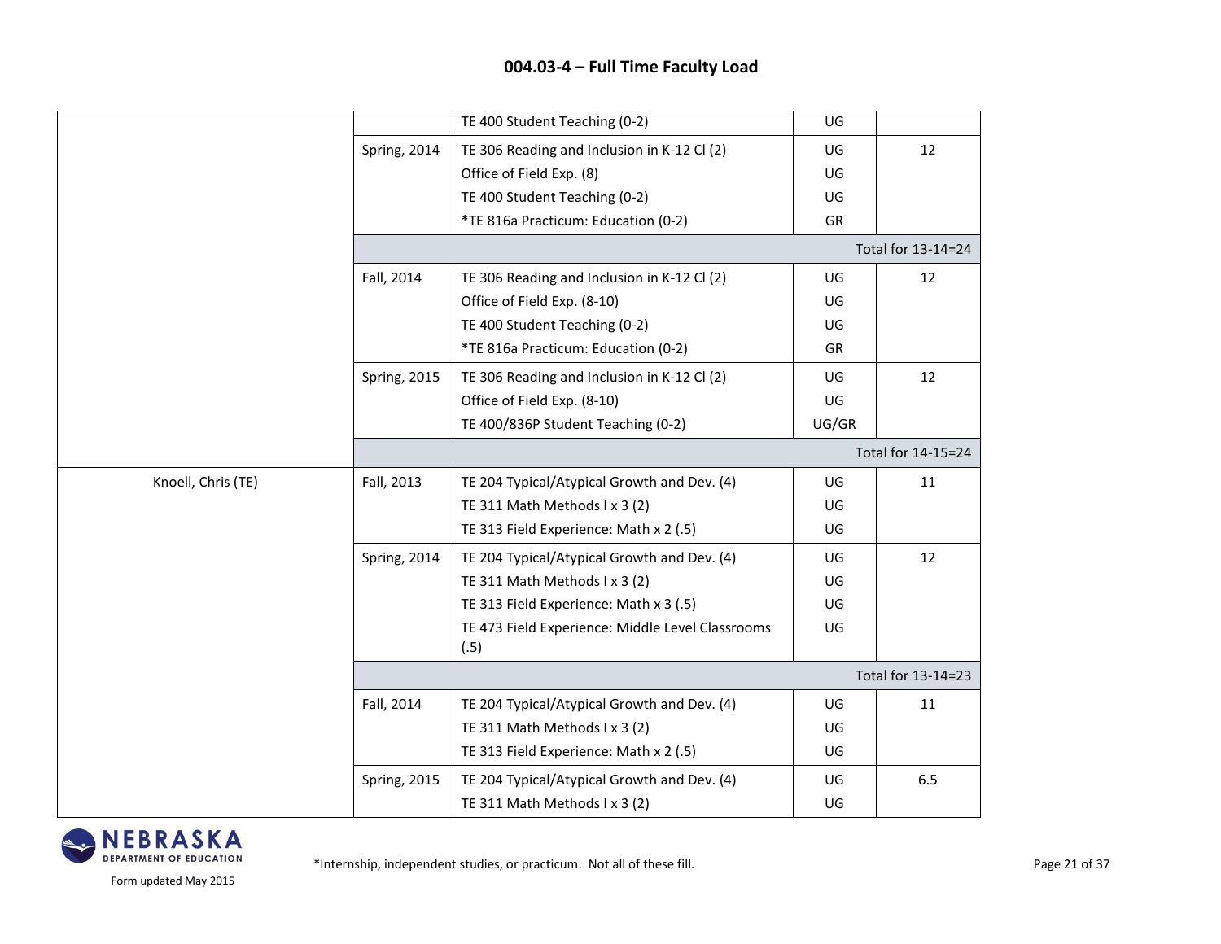## 004.03-4 – Full Time Faculty Load

| | | | | |
|---|---|---|---|---|
| | | TE 400 Student Teaching (0-2) | UG | |
| | Spring, 2014 | TE 306 Reading and Inclusion in K-12 Cl (2) | UG | 12 |
| | | Office of Field Exp. (8) | UG | |
| | | TE 400 Student Teaching (0-2) | UG | |
| | | *TE 816a Practicum: Education (0-2) | GR | |
| | | | | Total for 13-14=24 |
| | Fall, 2014 | TE 306 Reading and Inclusion in K-12 Cl (2) | UG | 12 |
| | | Office of Field Exp. (8-10) | UG | |
| | | TE 400 Student Teaching (0-2) | UG | |
| | | *TE 816a Practicum: Education (0-2) | GR | |
| | Spring, 2015 | TE 306 Reading and Inclusion in K-12 Cl (2) | UG | 12 |
| | | Office of Field Exp. (8-10) | UG | |
| | | TE 400/836P Student Teaching (0-2) | UG/GR | |
| | | | | Total for 14-15=24 |
| Knoell, Chris (TE) | Fall, 2013 | TE 204 Typical/Atypical Growth and Dev. (4) | UG | 11 |
| | | TE 311 Math Methods I x 3 (2) | UG | |
| | | TE 313 Field Experience: Math x 2 (.5) | UG | |
| | Spring, 2014 | TE 204 Typical/Atypical Growth and Dev. (4) | UG | 12 |
| | | TE 311 Math Methods I x 3 (2) | UG | |
| | | TE 313 Field Experience: Math x 3 (.5) | UG | |
| | | TE 473 Field Experience: Middle Level Classrooms (.5) | UG | |
| | | | | Total for 13-14=23 |
| | Fall, 2014 | TE 204 Typical/Atypical Growth and Dev. (4) | UG | 11 |
| | | TE 311 Math Methods I x 3 (2) | UG | |
| | | TE 313 Field Experience: Math x 2 (.5) | UG | |
| | Spring, 2015 | TE 204 Typical/Atypical Growth and Dev. (4) | UG | 6.5 |
| | | TE 311 Math Methods I x 3 (2) | UG | |

*Internship, independent studies, or practicum. Not all of these fill.

Form updated May 2015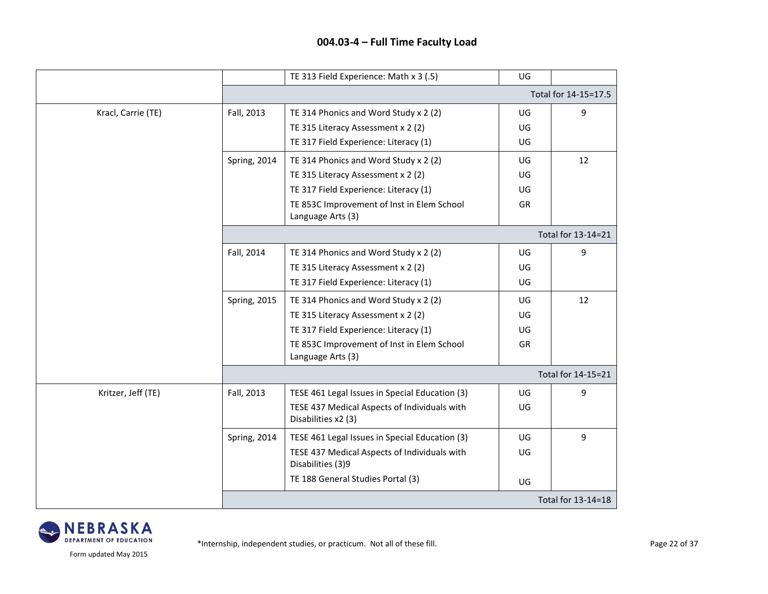## 004.03-4 – Full Time Faculty Load

| | | | | |
|---|---|---|---|---|
| | | TE 313 Field Experience: Math x 3 (.5) | UG | |
| | | | | Total for 14-15=17.5 |
| Kracl, Carrie (TE) | Fall, 2013 | TE 314 Phonics and Word Study x 2 (2)<br>TE 315 Literacy Assessment x 2 (2)<br>TE 317 Field Experience: Literacy (1) | UG<br>UG<br>UG | 9 |
| | Spring, 2014 | TE 314 Phonics and Word Study x 2 (2)<br>TE 315 Literacy Assessment x 2 (2)<br>TE 317 Field Experience: Literacy (1)<br>TE 853C Improvement of Inst in Elem School Language Arts (3) | UG<br>UG<br>UG<br>GR | 12 |
| | | | | Total for 13-14=21 |
| | Fall, 2014 | TE 314 Phonics and Word Study x 2 (2)<br>TE 315 Literacy Assessment x 2 (2)<br>TE 317 Field Experience: Literacy (1) | UG<br>UG<br>UG | 9 |
| | Spring, 2015 | TE 314 Phonics and Word Study x 2 (2)<br>TE 315 Literacy Assessment x 2 (2)<br>TE 317 Field Experience: Literacy (1)<br>TE 853C Improvement of Inst in Elem School Language Arts (3) | UG<br>UG<br>UG<br>GR | 12 |
| | | | | Total for 14-15=21 |
| Kritzer, Jeff (TE) | Fall, 2013 | TESE 461 Legal Issues in Special Education (3)<br>TESE 437 Medical Aspects of Individuals with Disabilities x2 (3) | UG<br>UG | 9 |
| | Spring, 2014 | TESE 461 Legal Issues in Special Education (3)<br>TESE 437 Medical Aspects of Individuals with Disabilities (3)9<br>TE 188 General Studies Portal (3) | UG<br>UG<br>UG | 9 |
| | | | | Total for 13-14=18 |

Form updated May 2015

*Internship, independent studies, or practicum. Not all of these fill.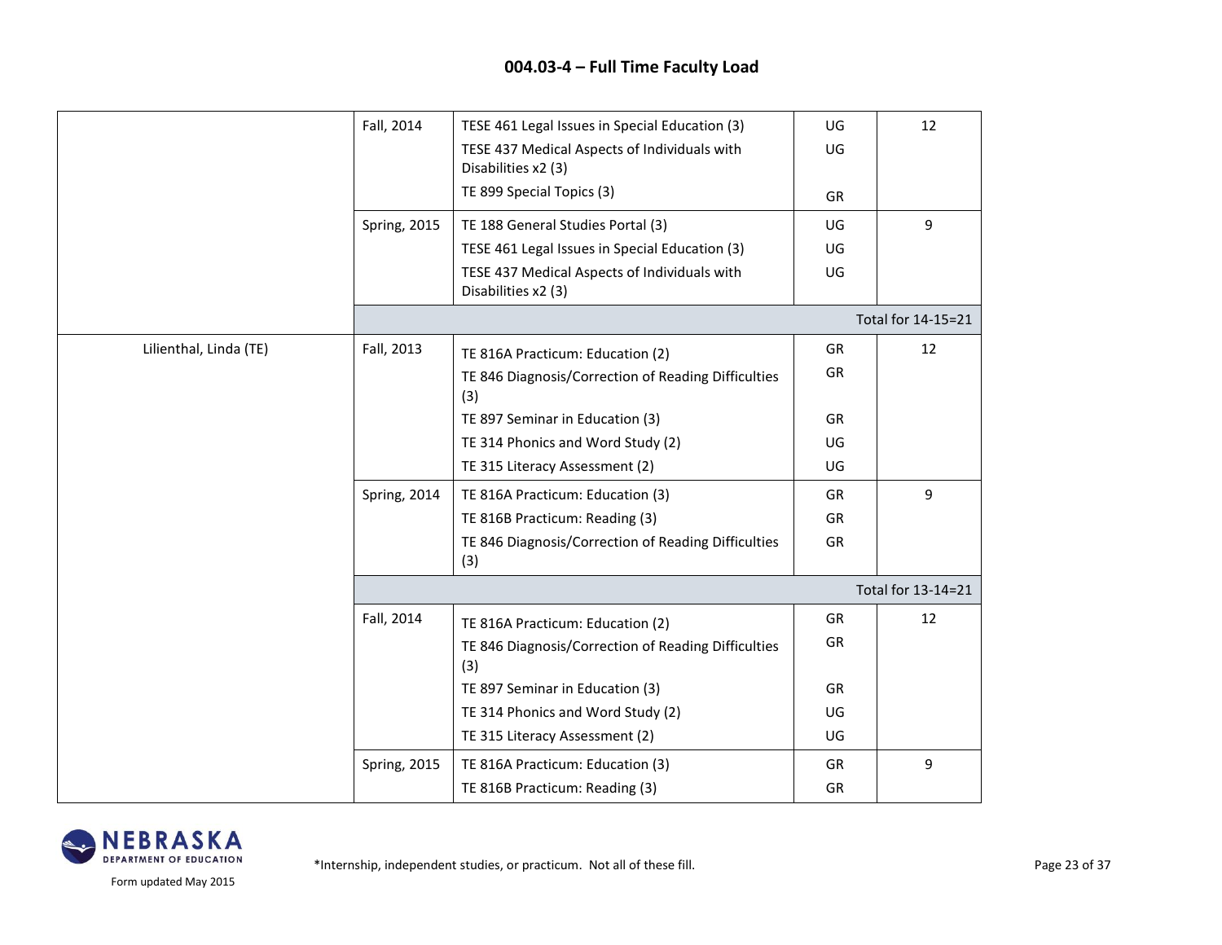## 004.03-4 – Full Time Faculty Load

| | | | | |
|---|---|---|---|---|
| | Fall, 2014 | TESE 461 Legal Issues in Special Education (3)<br>TESE 437 Medical Aspects of Individuals with Disabilities x2 (3)<br>TE 899 Special Topics (3) | UG<br>UG<br>GR | 12 |
| | Spring, 2015 | TE 188 General Studies Portal (3)<br>TESE 461 Legal Issues in Special Education (3)<br>TESE 437 Medical Aspects of Individuals with Disabilities x2 (3) | UG<br>UG<br>UG | 9 |
| | | | | Total for 14-15=21 |
| Lilienthal, Linda (TE) | Fall, 2013 | TE 816A Practicum: Education (2)<br>TE 846 Diagnosis/Correction of Reading Difficulties (3)<br>TE 897 Seminar in Education (3)<br>TE 314 Phonics and Word Study (2)<br>TE 315 Literacy Assessment (2) | GR<br>GR<br>GR<br>UG<br>UG | 12 |
| | Spring, 2014 | TE 816A Practicum: Education (3)<br>TE 816B Practicum: Reading (3)<br>TE 846 Diagnosis/Correction of Reading Difficulties (3) | GR<br>GR<br>GR | 9 |
| | | | | Total for 13-14=21 |
| | Fall, 2014 | TE 816A Practicum: Education (2)<br>TE 846 Diagnosis/Correction of Reading Difficulties (3)<br>TE 897 Seminar in Education (3)<br>TE 314 Phonics and Word Study (2)<br>TE 315 Literacy Assessment (2) | GR<br>GR<br>GR<br>UG<br>UG | 12 |
| | Spring, 2015 | TE 816A Practicum: Education (3)<br>TE 816B Practicum: Reading (3) | GR<br>GR | 9 |

*Internship, independent studies, or practicum. Not all of these fill.

Form updated May 2015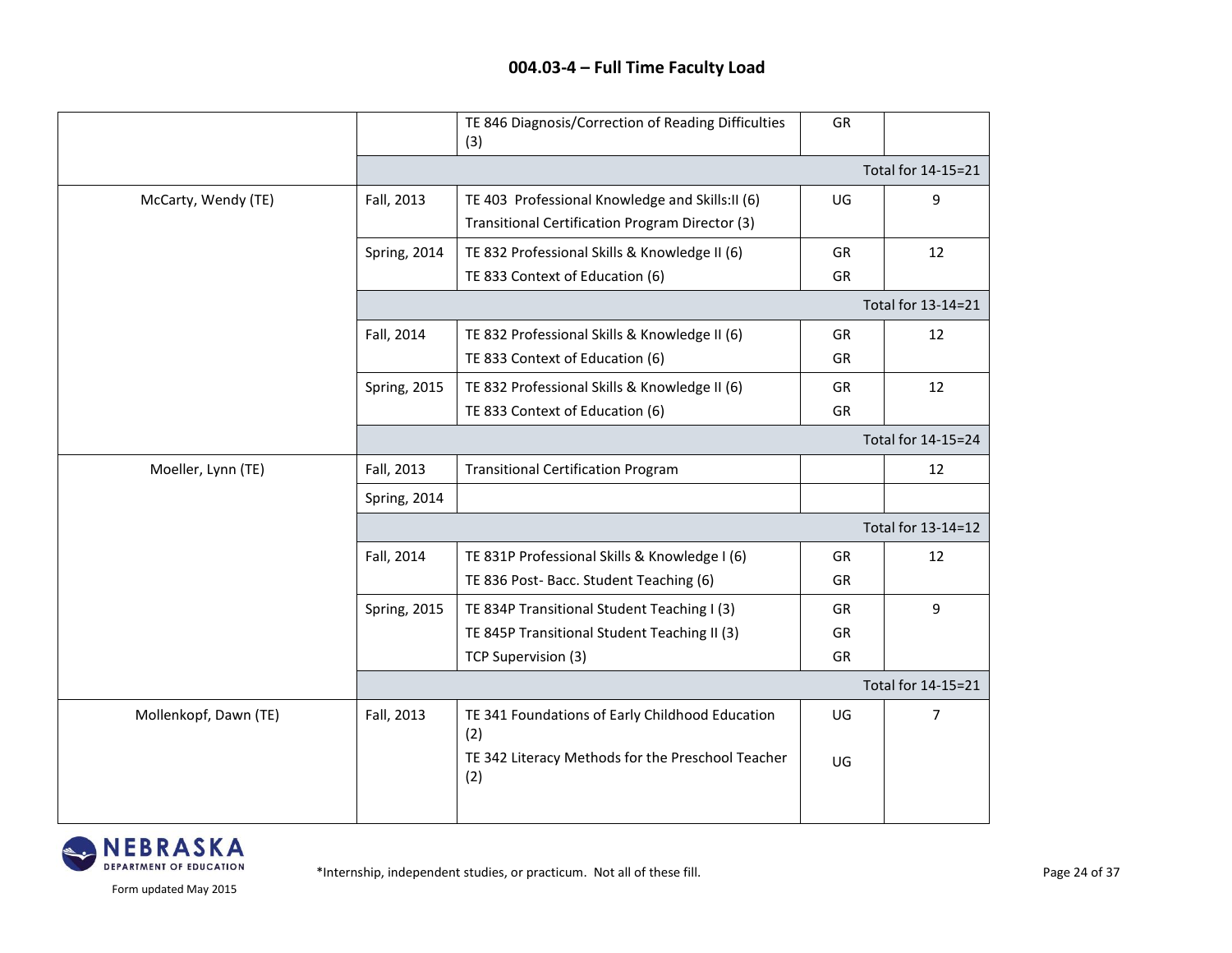## 004.03-4 – Full Time Faculty Load

| | | | | |
|---|---|---|---|---|
| | | TE 846 Diagnosis/Correction of Reading Difficulties (3) | GR | |
| | | | | Total for 14-15=21 |
| McCarty, Wendy (TE) | Fall, 2013 | TE 403 Professional Knowledge and Skills:II (6)<br>Transitional Certification Program Director (3) | UG | 9 |
| | Spring, 2014 | TE 832 Professional Skills & Knowledge II (6)<br>TE 833 Context of Education (6) | GR<br>GR | 12 |
| | | | | Total for 13-14=21 |
| | Fall, 2014 | TE 832 Professional Skills & Knowledge II (6)<br>TE 833 Context of Education (6) | GR<br>GR | 12 |
| | Spring, 2015 | TE 832 Professional Skills & Knowledge II (6)<br>TE 833 Context of Education (6) | GR<br>GR | 12 |
| | | | | Total for 14-15=24 |
| Moeller, Lynn (TE) | Fall, 2013 | Transitional Certification Program | | 12 |
| | Spring, 2014 | | | |
| | | | | Total for 13-14=12 |
| | Fall, 2014 | TE 831P Professional Skills & Knowledge I (6)<br>TE 836 Post- Bacc. Student Teaching (6) | GR<br>GR | 12 |
| | Spring, 2015 | TE 834P Transitional Student Teaching I (3)<br>TE 845P Transitional Student Teaching II (3)<br>TCP Supervision (3) | GR<br>GR<br>GR | 9 |
| | | | | Total for 14-15=21 |
| Mollenkopf, Dawn (TE) | Fall, 2013 | TE 341 Foundations of Early Childhood Education (2)<br>TE 342 Literacy Methods for the Preschool Teacher (2) | UG<br>UG | 7 |

Form updated May 2015

*Internship, independent studies, or practicum. Not all of these fill.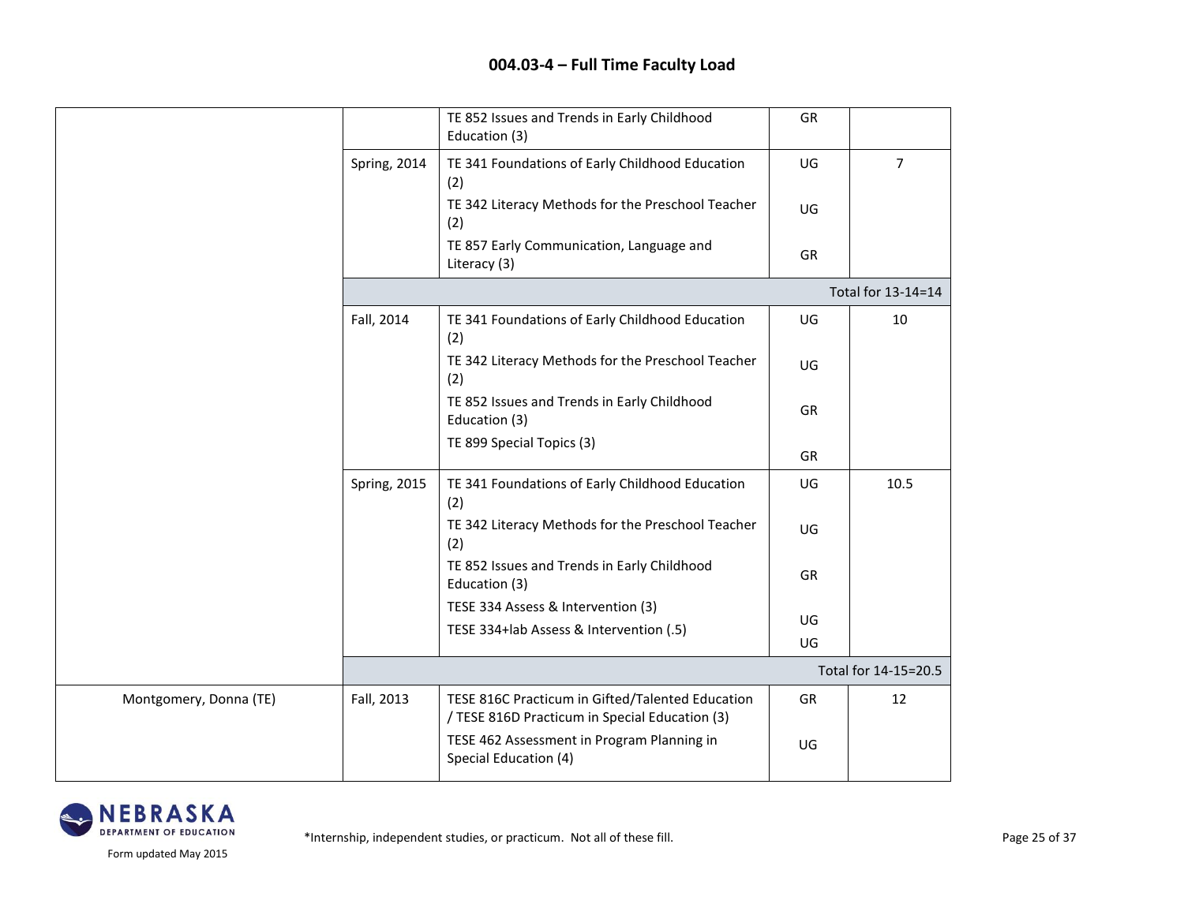# 004.03-4 – Full Time Faculty Load

| | | | | |
|---|---|---|---|---|
| | | TE 852 Issues and Trends in Early Childhood Education (3) | GR | |
| | Spring, 2014 | TE 341 Foundations of Early Childhood Education (2)<br>TE 342 Literacy Methods for the Preschool Teacher (2)<br>TE 857 Early Communication, Language and Literacy (3) | UG<br>UG<br>GR | 7 |
| | | | | Total for 13-14=14 |
| | Fall, 2014 | TE 341 Foundations of Early Childhood Education (2)<br>TE 342 Literacy Methods for the Preschool Teacher (2)<br>TE 852 Issues and Trends in Early Childhood Education (3)<br>TE 899 Special Topics (3) | UG<br>UG<br>GR<br>GR | 10 |
| | Spring, 2015 | TE 341 Foundations of Early Childhood Education (2)<br>TE 342 Literacy Methods for the Preschool Teacher (2)<br>TE 852 Issues and Trends in Early Childhood Education (3)<br>TESE 334 Assess & Intervention (3)<br>TESE 334+lab Assess & Intervention (.5) | UG<br>UG<br>GR<br>UG<br>UG | 10.5 |
| | | | | Total for 14-15=20.5 |
| Montgomery, Donna (TE) | Fall, 2013 | TESE 816C Practicum in Gifted/Talented Education / TESE 816D Practicum in Special Education (3)<br>TESE 462 Assessment in Program Planning in Special Education (4) | GR<br>UG | 12 |

Form updated May 2015

*Internship, independent studies, or practicum. Not all of these fill.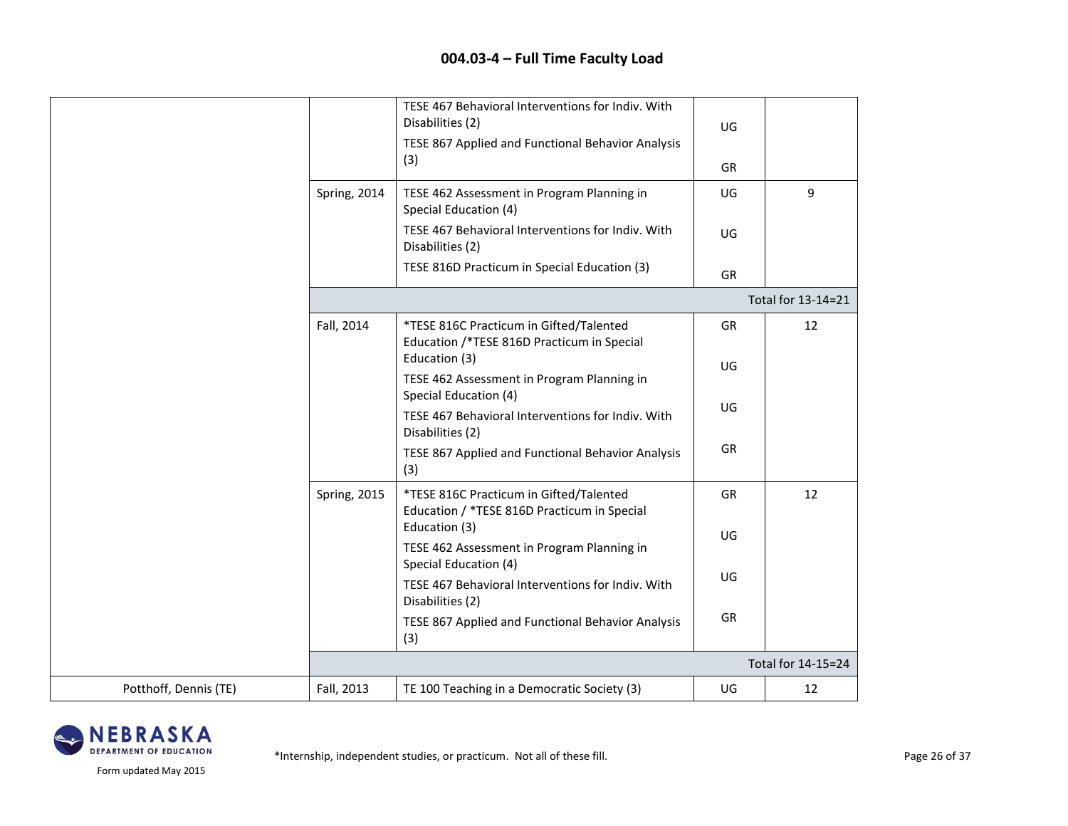## 004.03-4 – Full Time Faculty Load

| | | | | |
|---|---|---|---|---|
| | | TESE 467 Behavioral Interventions for Indiv. With Disabilities (2)<br>TESE 867 Applied and Functional Behavior Analysis (3) | UG<br>GR | |
| | Spring, 2014 | TESE 462 Assessment in Program Planning in Special Education (4)<br>TESE 467 Behavioral Interventions for Indiv. With Disabilities (2)<br>TESE 816D Practicum in Special Education (3) | UG<br>UG<br>GR | 9 |
| | | | | Total for 13-14=21 |
| | Fall, 2014 | *TESE 816C Practicum in Gifted/Talented Education /*TESE 816D Practicum in Special Education (3)<br>TESE 462 Assessment in Program Planning in Special Education (4)<br>TESE 467 Behavioral Interventions for Indiv. With Disabilities (2)<br>TESE 867 Applied and Functional Behavior Analysis (3) | GR<br>UG<br>UG<br>GR | 12 |
| | Spring, 2015 | *TESE 816C Practicum in Gifted/Talented Education / *TESE 816D Practicum in Special Education (3)<br>TESE 462 Assessment in Program Planning in Special Education (4)<br>TESE 467 Behavioral Interventions for Indiv. With Disabilities (2)<br>TESE 867 Applied and Functional Behavior Analysis (3) | GR<br>UG<br>UG<br>GR | 12 |
| | | | | Total for 14-15=24 |
| Potthoff, Dennis (TE) | Fall, 2013 | TE 100 Teaching in a Democratic Society (3) | UG | 12 |

*Internship, independent studies, or practicum. Not all of these fill.

Form updated May 2015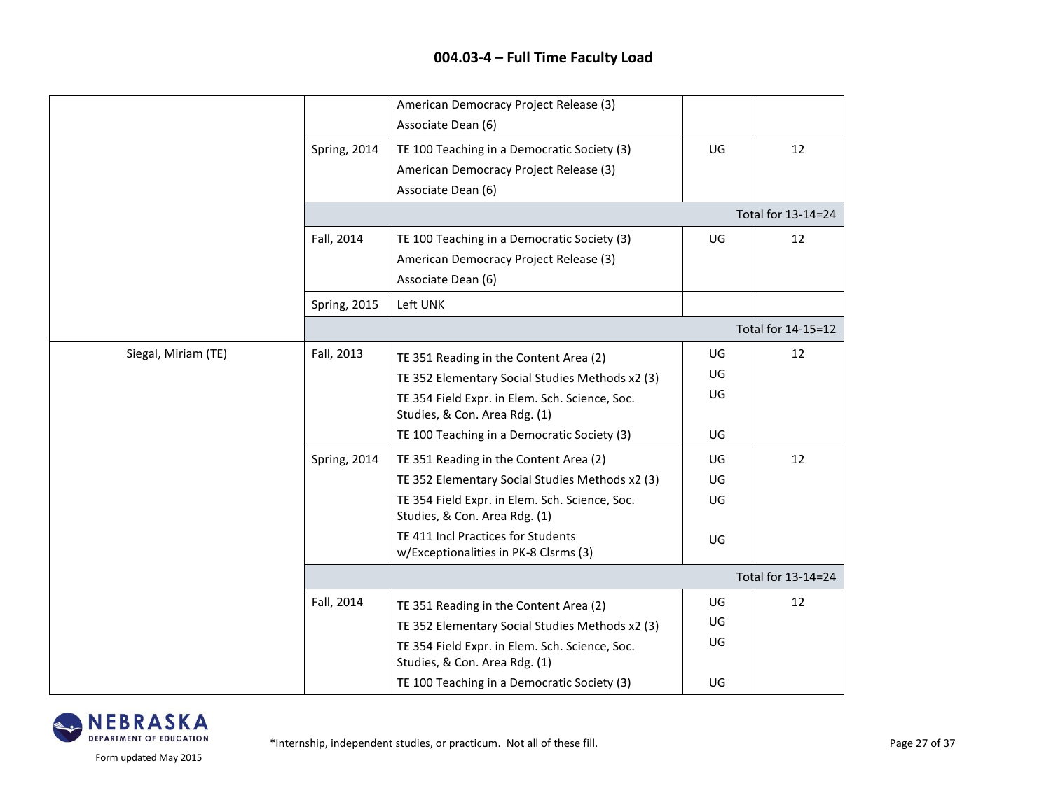## 004.03-4 – Full Time Faculty Load

| | | | | |
|---|---|---|---|---|
| | | American Democracy Project Release (3)<br>Associate Dean (6) | | |
| | Spring, 2014 | TE 100 Teaching in a Democratic Society (3)<br>American Democracy Project Release (3)<br>Associate Dean (6) | UG | 12 |
| | | | | Total for 13-14=24 |
| | Fall, 2014 | TE 100 Teaching in a Democratic Society (3)<br>American Democracy Project Release (3)<br>Associate Dean (6) | UG | 12 |
| | Spring, 2015 | Left UNK | | |
| | | | | Total for 14-15=12 |
| Siegal, Miriam (TE) | Fall, 2013 | TE 351 Reading in the Content Area (2)<br>TE 352 Elementary Social Studies Methods x2 (3)<br>TE 354 Field Expr. in Elem. Sch. Science, Soc. Studies, & Con. Area Rdg. (1)<br>TE 100 Teaching in a Democratic Society (3) | UG<br>UG<br>UG<br>UG | 12 |
| | Spring, 2014 | TE 351 Reading in the Content Area (2)<br>TE 352 Elementary Social Studies Methods x2 (3)<br>TE 354 Field Expr. in Elem. Sch. Science, Soc. Studies, & Con. Area Rdg. (1)<br>TE 411 Incl Practices for Students w/Exceptionalities in PK-8 Clsrms (3) | UG<br>UG<br>UG<br>UG | 12 |
| | | | | Total for 13-14=24 |
| | Fall, 2014 | TE 351 Reading in the Content Area (2)<br>TE 352 Elementary Social Studies Methods x2 (3)<br>TE 354 Field Expr. in Elem. Sch. Science, Soc. Studies, & Con. Area Rdg. (1)<br>TE 100 Teaching in a Democratic Society (3) | UG<br>UG<br>UG<br>UG | 12 |

Form updated May 2015

*Internship, independent studies, or practicum. Not all of these fill.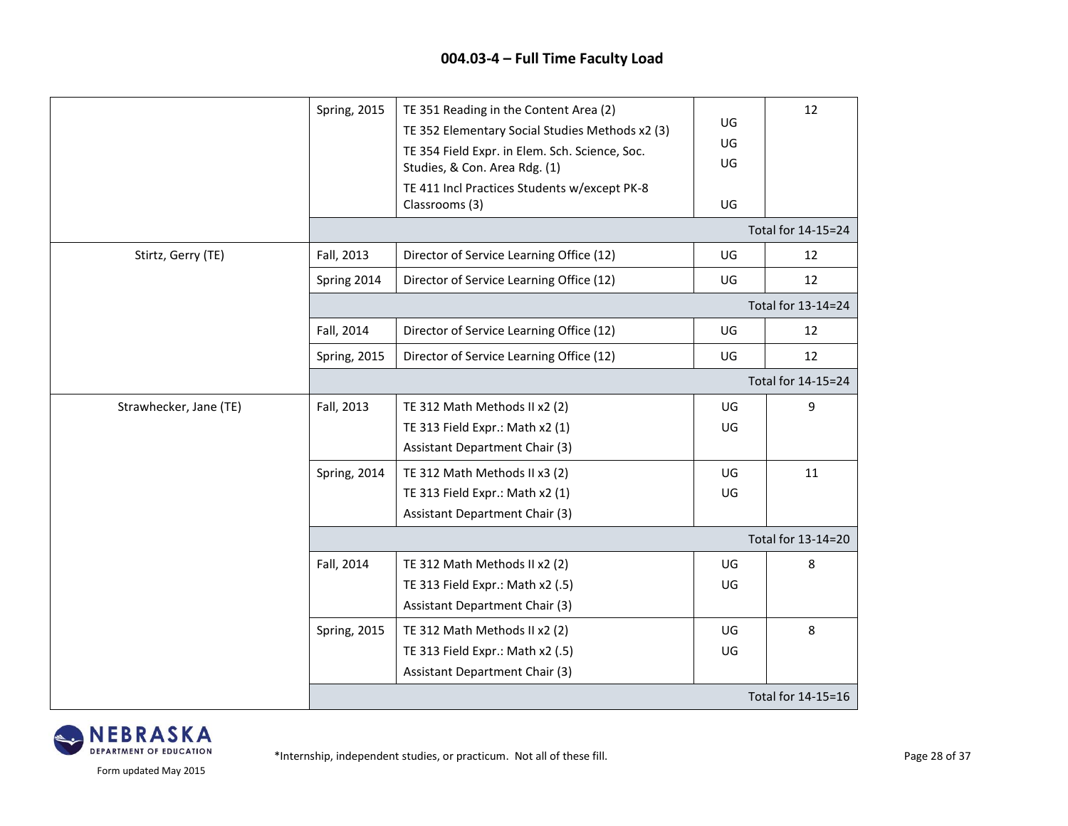## 004.03-4 – Full Time Faculty Load

| | | | | |
|---|---|---|---|---|
| | Spring, 2015 | TE 351 Reading in the Content Area (2)<br>TE 352 Elementary Social Studies Methods x2 (3)<br>TE 354 Field Expr. in Elem. Sch. Science, Soc. Studies, & Con. Area Rdg. (1)<br>TE 411 Incl Practices Students w/except PK-8 Classrooms (3) | UG<br>UG<br>UG<br>UG | 12 |
| | | | | Total for 14-15=24 |
| Stirtz, Gerry (TE) | Fall, 2013 | Director of Service Learning Office (12) | UG | 12 |
| | Spring 2014 | Director of Service Learning Office (12) | UG | 12 |
| | | | | Total for 13-14=24 |
| | Fall, 2014 | Director of Service Learning Office (12) | UG | 12 |
| | Spring, 2015 | Director of Service Learning Office (12) | UG | 12 |
| | | | | Total for 14-15=24 |
| Strawhecker, Jane (TE) | Fall, 2013 | TE 312 Math Methods II x2 (2)<br>TE 313 Field Expr.: Math x2 (1)<br>Assistant Department Chair (3) | UG<br>UG | 9 |
| | Spring, 2014 | TE 312 Math Methods II x3 (2)<br>TE 313 Field Expr.: Math x2 (1)<br>Assistant Department Chair (3) | UG<br>UG | 11 |
| | | | | Total for 13-14=20 |
| | Fall, 2014 | TE 312 Math Methods II x2 (2)<br>TE 313 Field Expr.: Math x2 (.5)<br>Assistant Department Chair (3) | UG<br>UG | 8 |
| | Spring, 2015 | TE 312 Math Methods II x2 (2)<br>TE 313 Field Expr.: Math x2 (.5)<br>Assistant Department Chair (3) | UG<br>UG | 8 |
| | | | | Total for 14-15=16 |

Form updated May 2015

*Internship, independent studies, or practicum. Not all of these fill.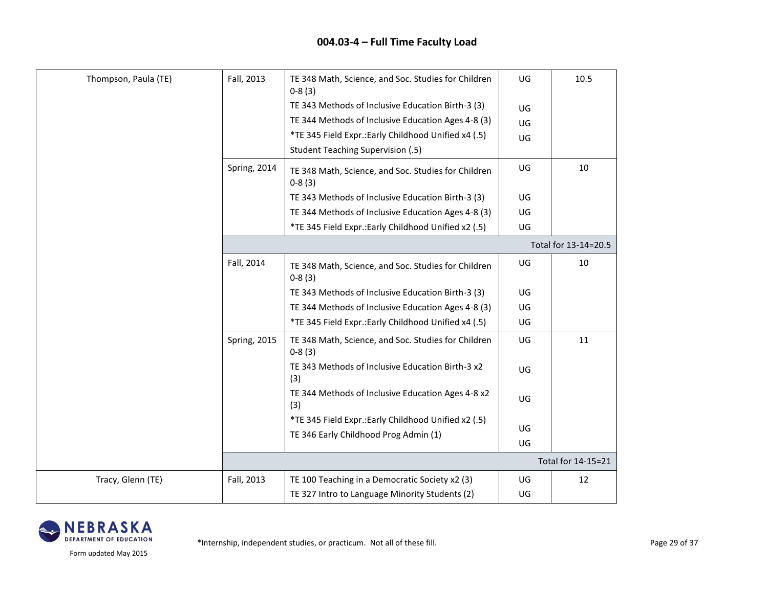## 004.03-4 – Full Time Faculty Load

| | | | | |
|---|---|---|---|---|
| Thompson, Paula (TE) | Fall, 2013 | TE 348 Math, Science, and Soc. Studies for Children 0-8 (3)<br>TE 343 Methods of Inclusive Education Birth-3 (3)<br>TE 344 Methods of Inclusive Education Ages 4-8 (3)<br>*TE 345 Field Expr.:Early Childhood Unified x4 (.5)<br>Student Teaching Supervision (.5) | UG<br>UG<br>UG<br>UG | 10.5 |
| | Spring, 2014 | TE 348 Math, Science, and Soc. Studies for Children 0-8 (3)<br>TE 343 Methods of Inclusive Education Birth-3 (3)<br>TE 344 Methods of Inclusive Education Ages 4-8 (3)<br>*TE 345 Field Expr.:Early Childhood Unified x2 (.5) | UG<br>UG<br>UG<br>UG | 10 |
| | | | | Total for 13-14=20.5 |
| | Fall, 2014 | TE 348 Math, Science, and Soc. Studies for Children 0-8 (3)<br>TE 343 Methods of Inclusive Education Birth-3 (3)<br>TE 344 Methods of Inclusive Education Ages 4-8 (3)<br>*TE 345 Field Expr.:Early Childhood Unified x4 (.5) | UG<br>UG<br>UG<br>UG | 10 |
| | Spring, 2015 | TE 348 Math, Science, and Soc. Studies for Children 0-8 (3)<br>TE 343 Methods of Inclusive Education Birth-3 x2 (3)<br>TE 344 Methods of Inclusive Education Ages 4-8 x2 (3)<br>*TE 345 Field Expr.:Early Childhood Unified x2 (.5)<br>TE 346 Early Childhood Prog Admin (1) | UG<br>UG<br>UG<br>UG<br>UG | 11 |
| | | | | Total for 14-15=21 |
| Tracy, Glenn (TE) | Fall, 2013 | TE 100 Teaching in a Democratic Society x2 (3)<br>TE 327 Intro to Language Minority Students (2) | UG<br>UG | 12 |

*Internship, independent studies, or practicum. Not all of these fill.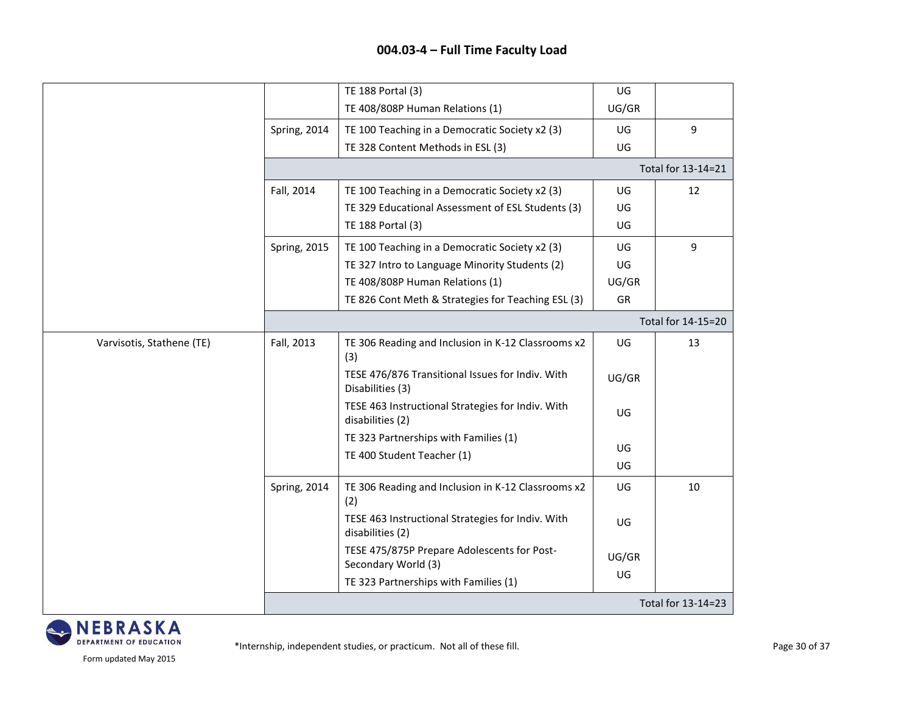## 004.03-4 – Full Time Faculty Load

| | | | | |
|---|---|---|---|---|
| | | TE 188 Portal (3)<br>TE 408/808P Human Relations (1) | UG<br>UG/GR | |
| | Spring, 2014 | TE 100 Teaching in a Democratic Society x2 (3)<br>TE 328 Content Methods in ESL (3) | UG<br>UG | 9 |
| | | | | Total for 13-14=21 |
| | Fall, 2014 | TE 100 Teaching in a Democratic Society x2 (3)<br>TE 329 Educational Assessment of ESL Students (3)<br>TE 188 Portal (3) | UG<br>UG<br>UG | 12 |
| | Spring, 2015 | TE 100 Teaching in a Democratic Society x2 (3)<br>TE 327 Intro to Language Minority Students (2)<br>TE 408/808P Human Relations (1)<br>TE 826 Cont Meth & Strategies for Teaching ESL (3) | UG<br>UG<br>UG/GR<br>GR | 9 |
| | | | | Total for 14-15=20 |
| Varvisotis, Stathene (TE) | Fall, 2013 | TE 306 Reading and Inclusion in K-12 Classrooms x2 (3)<br>TESE 476/876 Transitional Issues for Indiv. With Disabilities (3)<br>TESE 463 Instructional Strategies for Indiv. With disabilities (2)<br>TE 323 Partnerships with Families (1)<br>TE 400 Student Teacher (1) | UG<br>UG/GR<br>UG<br>UG<br>UG | 13 |
| | Spring, 2014 | TE 306 Reading and Inclusion in K-12 Classrooms x2 (2)<br>TESE 463 Instructional Strategies for Indiv. With disabilities (2)<br>TESE 475/875P Prepare Adolescents for Post-Secondary World (3)<br>TE 323 Partnerships with Families (1) | UG<br>UG<br>UG/GR<br>UG | 10 |
| | | | | Total for 13-14=23 |

*Internship, independent studies, or practicum. Not all of these fill.

Form updated May 2015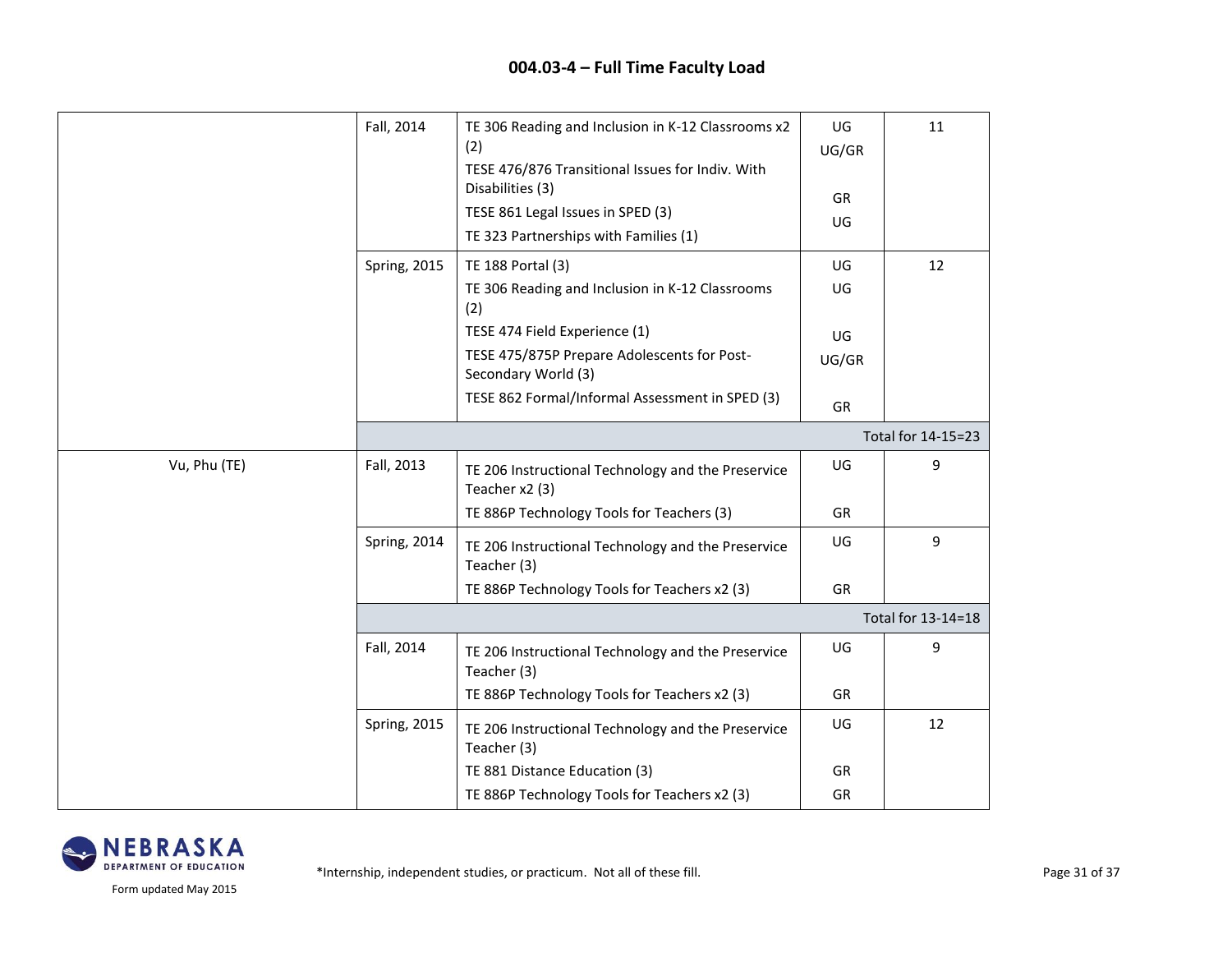## 004.03-4 – Full Time Faculty Load

| | | | | |
|---|---|---|---|---|
| | Fall, 2014 | TE 306 Reading and Inclusion in K-12 Classrooms x2 (2)<br>TESE 476/876 Transitional Issues for Indiv. With Disabilities (3)<br>TESE 861 Legal Issues in SPED (3)<br>TE 323 Partnerships with Families (1) | UG<br>UG/GR<br><br>GR<br>UG | 11 |
| | Spring, 2015 | TE 188 Portal (3)<br>TE 306 Reading and Inclusion in K-12 Classrooms (2)<br>TESE 474 Field Experience (1)<br>TESE 475/875P Prepare Adolescents for Post-Secondary World (3)<br>TESE 862 Formal/Informal Assessment in SPED (3) | UG<br>UG<br><br>UG<br>UG/GR<br><br>GR | 12 |
| | | | | Total for 14-15=23 |
| Vu, Phu (TE) | Fall, 2013 | TE 206 Instructional Technology and the Preservice Teacher x2 (3)<br>TE 886P Technology Tools for Teachers (3) | UG<br><br>GR | 9 |
| | Spring, 2014 | TE 206 Instructional Technology and the Preservice Teacher (3)<br>TE 886P Technology Tools for Teachers x2 (3) | UG<br><br>GR | 9 |
| | | | | Total for 13-14=18 |
| | Fall, 2014 | TE 206 Instructional Technology and the Preservice Teacher (3)<br>TE 886P Technology Tools for Teachers x2 (3) | UG<br><br>GR | 9 |
| | Spring, 2015 | TE 206 Instructional Technology and the Preservice Teacher (3)<br>TE 881 Distance Education (3)<br>TE 886P Technology Tools for Teachers x2 (3) | UG<br><br>GR<br>GR | 12 |

Form updated May 2015

*Internship, independent studies, or practicum. Not all of these fill.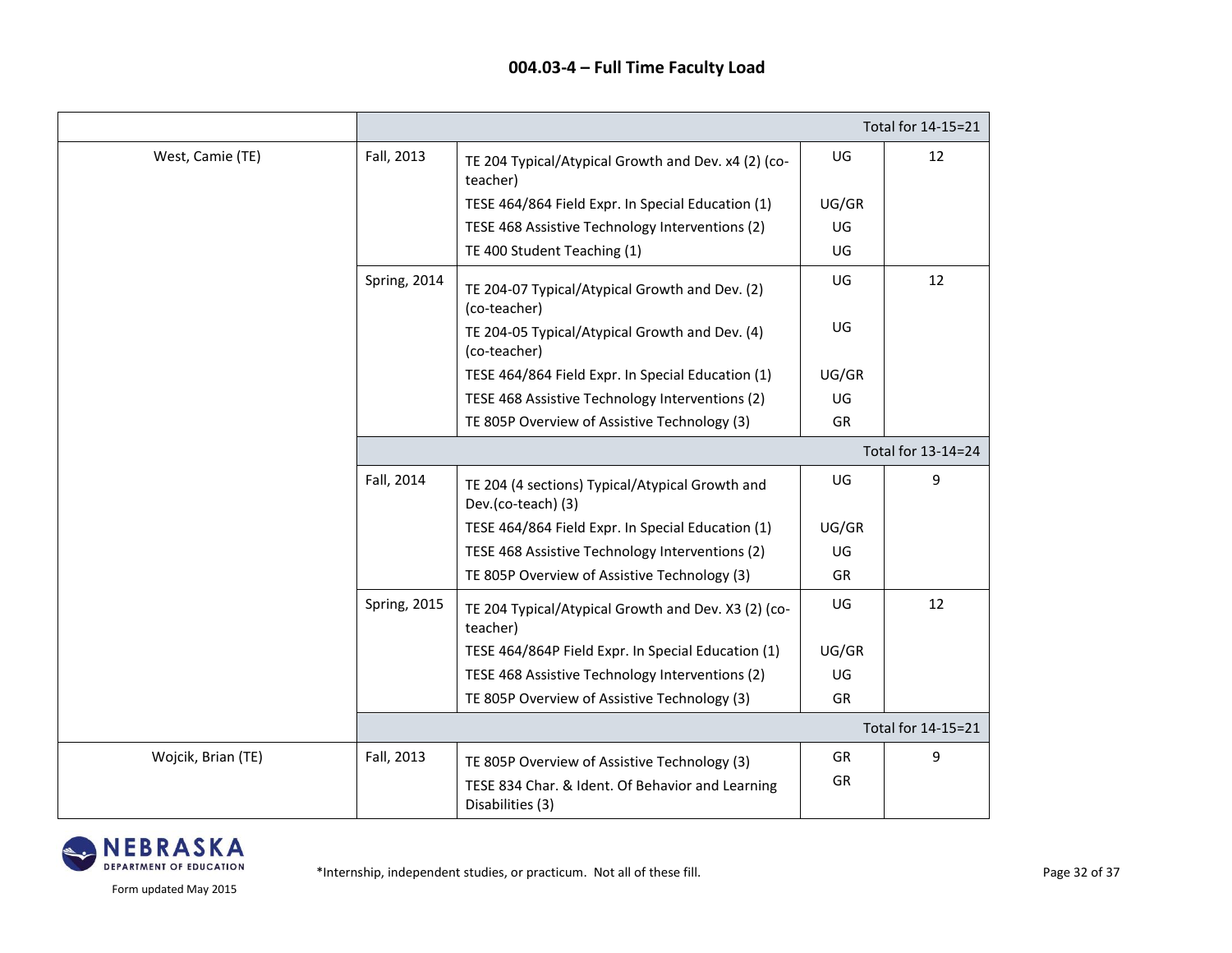# 004.03-4 – Full Time Faculty Load

| | | | | |
|---|---|---|---|---|
| | | | | Total for 14-15=21 |
| West, Camie (TE) | Fall, 2013 | TE 204 Typical/Atypical Growth and Dev. x4 (2) (co-teacher) | UG | 12 |
| | | TESE 464/864 Field Expr. In Special Education (1) | UG/GR | |
| | | TESE 468 Assistive Technology Interventions (2) | UG | |
| | | TE 400 Student Teaching (1) | UG | |
| | Spring, 2014 | TE 204-07 Typical/Atypical Growth and Dev. (2) (co-teacher) | UG | 12 |
| | | TE 204-05 Typical/Atypical Growth and Dev. (4) (co-teacher) | UG | |
| | | TESE 464/864 Field Expr. In Special Education (1) | UG/GR | |
| | | TESE 468 Assistive Technology Interventions (2) | UG | |
| | | TE 805P Overview of Assistive Technology (3) | GR | |
| | | | | Total for 13-14=24 |
| | Fall, 2014 | TE 204 (4 sections) Typical/Atypical Growth and Dev.(co-teach) (3) | UG | 9 |
| | | TESE 464/864 Field Expr. In Special Education (1) | UG/GR | |
| | | TESE 468 Assistive Technology Interventions (2) | UG | |
| | | TE 805P Overview of Assistive Technology (3) | GR | |
| | Spring, 2015 | TE 204 Typical/Atypical Growth and Dev. X3 (2) (co-teacher) | UG | 12 |
| | | TESE 464/864P Field Expr. In Special Education (1) | UG/GR | |
| | | TESE 468 Assistive Technology Interventions (2) | UG | |
| | | TE 805P Overview of Assistive Technology (3) | GR | |
| | | | | Total for 14-15=21 |
| Wojcik, Brian (TE) | Fall, 2013 | TE 805P Overview of Assistive Technology (3) | GR | 9 |
| | | TESE 834 Char. & Ident. Of Behavior and Learning Disabilities (3) | GR | |

Form updated May 2015

*Internship, independent studies, or practicum. Not all of these fill.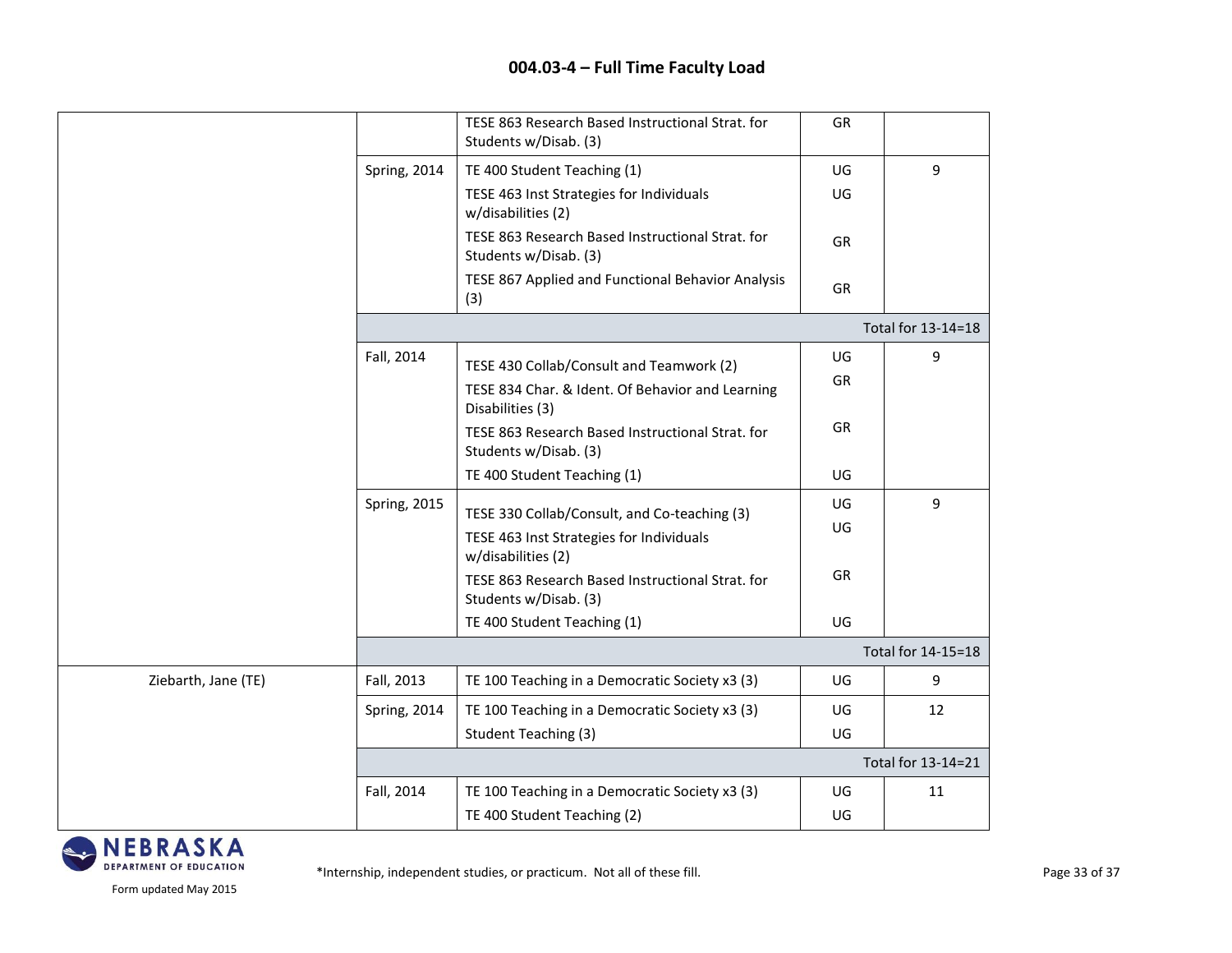## 004.03-4 – Full Time Faculty Load

| | | | | |
|---|---|---|---|---|
| | | TESE 863 Research Based Instructional Strat. for Students w/Disab. (3) | GR | |
| | Spring, 2014 | TE 400 Student Teaching (1) | UG | 9 |
| | | TESE 463 Inst Strategies for Individuals w/disabilities (2) | UG | |
| | | TESE 863 Research Based Instructional Strat. for Students w/Disab. (3) | GR | |
| | | TESE 867 Applied and Functional Behavior Analysis (3) | GR | |
| | | | | Total for 13-14=18 |
| | Fall, 2014 | TESE 430 Collab/Consult and Teamwork (2) | UG | 9 |
| | | TESE 834 Char. & Ident. Of Behavior and Learning Disabilities (3) | GR | |
| | | TESE 863 Research Based Instructional Strat. for Students w/Disab. (3) | GR | |
| | | TE 400 Student Teaching (1) | UG | |
| | Spring, 2015 | TESE 330 Collab/Consult, and Co-teaching (3) | UG | 9 |
| | | TESE 463 Inst Strategies for Individuals w/disabilities (2) | UG | |
| | | TESE 863 Research Based Instructional Strat. for Students w/Disab. (3) | GR | |
| | | TE 400 Student Teaching (1) | UG | |
| | | | | Total for 14-15=18 |
| Ziebarth, Jane (TE) | Fall, 2013 | TE 100 Teaching in a Democratic Society x3 (3) | UG | 9 |
| | Spring, 2014 | TE 100 Teaching in a Democratic Society x3 (3) | UG | 12 |
| | | Student Teaching (3) | UG | |
| | | | | Total for 13-14=21 |
| | Fall, 2014 | TE 100 Teaching in a Democratic Society x3 (3) | UG | 11 |
| | | TE 400 Student Teaching (2) | UG | |

*Internship, independent studies, or practicum. Not all of these fill.

Form updated May 2015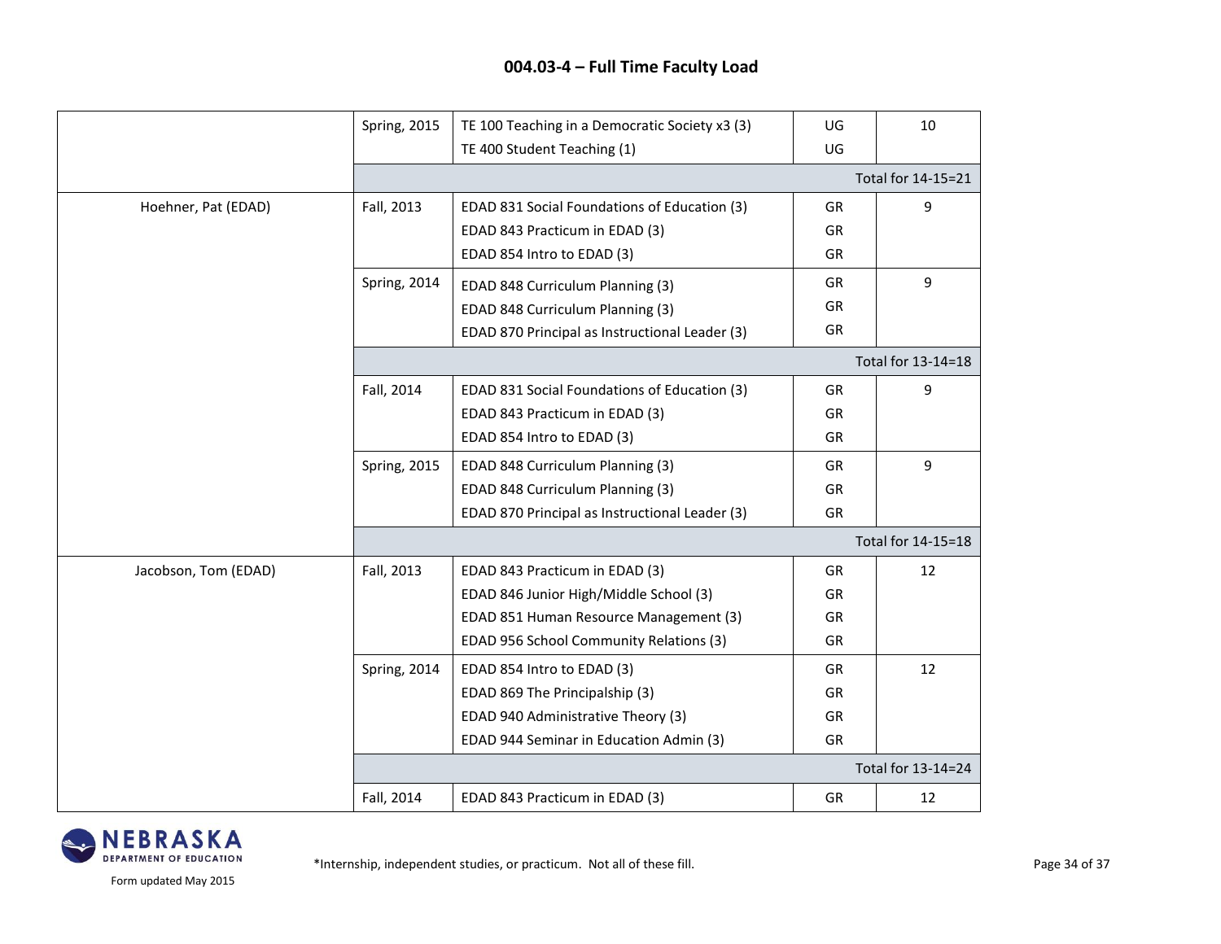## 004.03-4 – Full Time Faculty Load

| | | | | |
|---|---|---|---|---|
| | Spring, 2015 | TE 100 Teaching in a Democratic Society x3 (3)<br>TE 400 Student Teaching (1) | UG<br>UG | 10 |
| | | | | Total for 14-15=21 |
| Hoehner, Pat (EDAD) | Fall, 2013 | EDAD 831 Social Foundations of Education (3)<br>EDAD 843 Practicum in EDAD (3)<br>EDAD 854 Intro to EDAD (3) | GR<br>GR<br>GR | 9 |
| | Spring, 2014 | EDAD 848 Curriculum Planning (3)<br>EDAD 848 Curriculum Planning (3)<br>EDAD 870 Principal as Instructional Leader (3) | GR<br>GR<br>GR | 9 |
| | | | | Total for 13-14=18 |
| | Fall, 2014 | EDAD 831 Social Foundations of Education (3)<br>EDAD 843 Practicum in EDAD (3)<br>EDAD 854 Intro to EDAD (3) | GR<br>GR<br>GR | 9 |
| | Spring, 2015 | EDAD 848 Curriculum Planning (3)<br>EDAD 848 Curriculum Planning (3)<br>EDAD 870 Principal as Instructional Leader (3) | GR<br>GR<br>GR | 9 |
| | | | | Total for 14-15=18 |
| Jacobson, Tom (EDAD) | Fall, 2013 | EDAD 843 Practicum in EDAD (3)<br>EDAD 846 Junior High/Middle School (3)<br>EDAD 851 Human Resource Management (3)<br>EDAD 956 School Community Relations (3) | GR<br>GR<br>GR<br>GR | 12 |
| | Spring, 2014 | EDAD 854 Intro to EDAD (3)<br>EDAD 869 The Principalship (3)<br>EDAD 940 Administrative Theory (3)<br>EDAD 944 Seminar in Education Admin (3) | GR<br>GR<br>GR<br>GR | 12 |
| | | | | Total for 13-14=24 |
| | Fall, 2014 | EDAD 843 Practicum in EDAD (3) | GR | 12 |

Form updated May 2015

*Internship, independent studies, or practicum. Not all of these fill.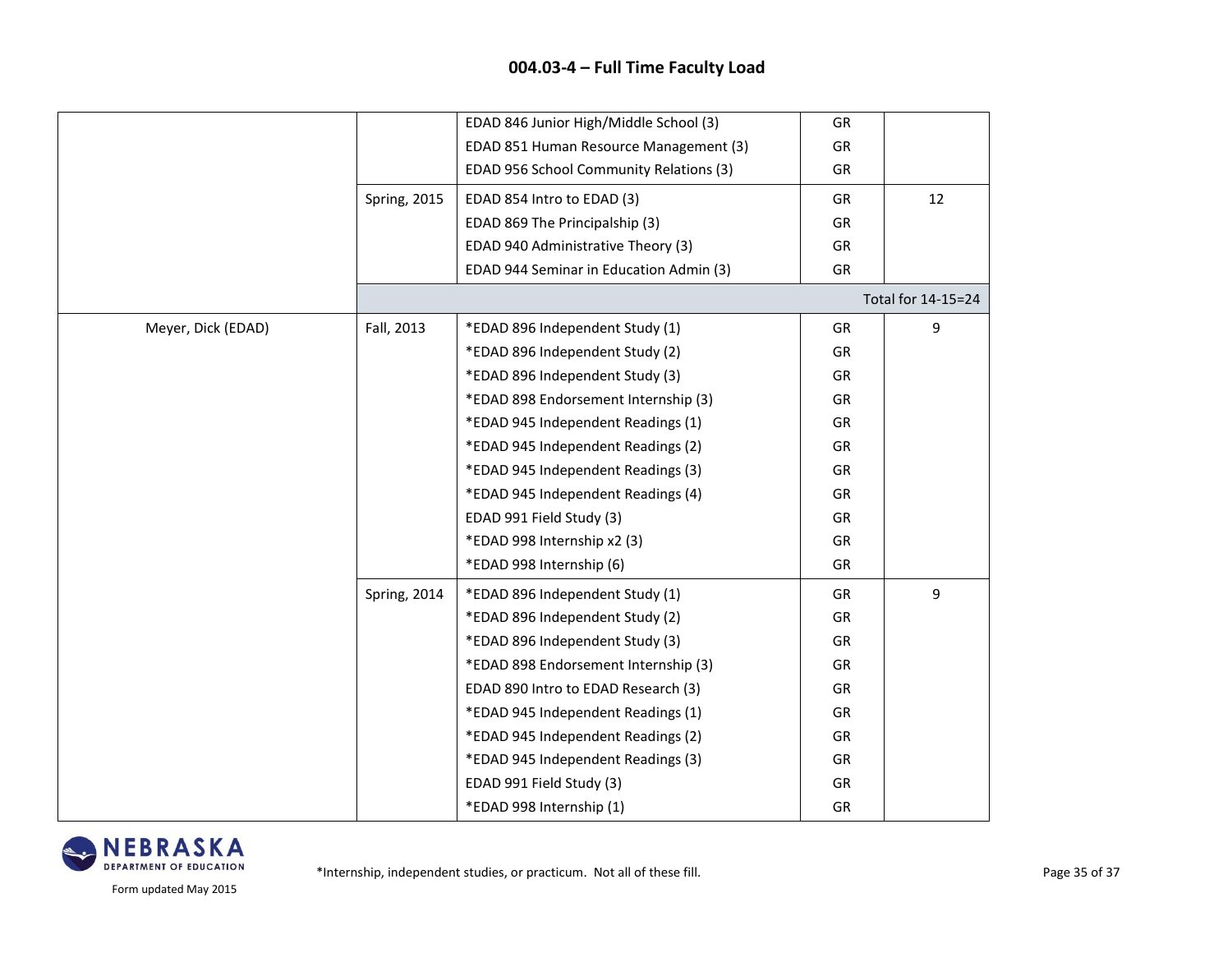## 004.03-4 – Full Time Faculty Load

| | | | | |
|---|---|---|---|---|
| | | EDAD 846 Junior High/Middle School (3) | GR | |
| | | EDAD 851 Human Resource Management (3) | GR | |
| | | EDAD 956 School Community Relations (3) | GR | |
| | Spring, 2015 | EDAD 854 Intro to EDAD (3) | GR | 12 |
| | | EDAD 869 The Principalship (3) | GR | |
| | | EDAD 940 Administrative Theory (3) | GR | |
| | | EDAD 944 Seminar in Education Admin (3) | GR | |
| | | | | Total for 14-15=24 |
| Meyer, Dick (EDAD) | Fall, 2013 | *EDAD 896 Independent Study (1) | GR | 9 |
| | | *EDAD 896 Independent Study (2) | GR | |
| | | *EDAD 896 Independent Study (3) | GR | |
| | | *EDAD 898 Endorsement Internship (3) | GR | |
| | | *EDAD 945 Independent Readings (1) | GR | |
| | | *EDAD 945 Independent Readings (2) | GR | |
| | | *EDAD 945 Independent Readings (3) | GR | |
| | | *EDAD 945 Independent Readings (4) | GR | |
| | | EDAD 991 Field Study (3) | GR | |
| | | *EDAD 998 Internship x2 (3) | GR | |
| | | *EDAD 998 Internship (6) | GR | |
| | Spring, 2014 | *EDAD 896 Independent Study (1) | GR | 9 |
| | | *EDAD 896 Independent Study (2) | GR | |
| | | *EDAD 896 Independent Study (3) | GR | |
| | | *EDAD 898 Endorsement Internship (3) | GR | |
| | | EDAD 890 Intro to EDAD Research (3) | GR | |
| | | *EDAD 945 Independent Readings (1) | GR | |
| | | *EDAD 945 Independent Readings (2) | GR | |
| | | *EDAD 945 Independent Readings (3) | GR | |
| | | EDAD 991 Field Study (3) | GR | |
| | | *EDAD 998 Internship (1) | GR | |

*Internship, independent studies, or practicum. Not all of these fill.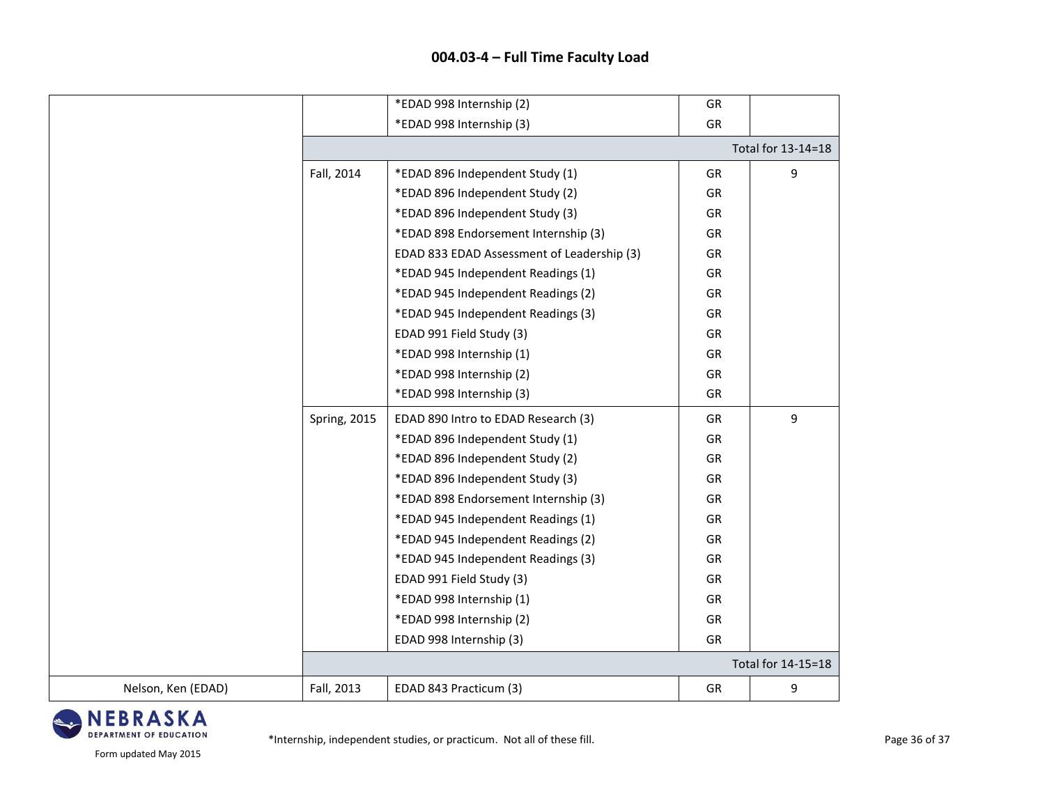## 004.03-4 – Full Time Faculty Load

| | | | | |
|---|---|---|---|---|
| | | *EDAD 998 Internship (2) | GR | |
| | | *EDAD 998 Internship (3) | GR | |
| | | | | Total for 13-14=18 |
| | Fall, 2014 | *EDAD 896 Independent Study (1) | GR | 9 |
| | | *EDAD 896 Independent Study (2) | GR | |
| | | *EDAD 896 Independent Study (3) | GR | |
| | | *EDAD 898 Endorsement Internship (3) | GR | |
| | | EDAD 833 EDAD Assessment of Leadership (3) | GR | |
| | | *EDAD 945 Independent Readings (1) | GR | |
| | | *EDAD 945 Independent Readings (2) | GR | |
| | | *EDAD 945 Independent Readings (3) | GR | |
| | | EDAD 991 Field Study (3) | GR | |
| | | *EDAD 998 Internship (1) | GR | |
| | | *EDAD 998 Internship (2) | GR | |
| | | *EDAD 998 Internship (3) | GR | |
| | Spring, 2015 | EDAD 890 Intro to EDAD Research (3) | GR | 9 |
| | | *EDAD 896 Independent Study (1) | GR | |
| | | *EDAD 896 Independent Study (2) | GR | |
| | | *EDAD 896 Independent Study (3) | GR | |
| | | *EDAD 898 Endorsement Internship (3) | GR | |
| | | *EDAD 945 Independent Readings (1) | GR | |
| | | *EDAD 945 Independent Readings (2) | GR | |
| | | *EDAD 945 Independent Readings (3) | GR | |
| | | EDAD 991 Field Study (3) | GR | |
| | | *EDAD 998 Internship (1) | GR | |
| | | *EDAD 998 Internship (2) | GR | |
| | | EDAD 998 Internship (3) | GR | |
| | | | | Total for 14-15=18 |
| Nelson, Ken (EDAD) | Fall, 2013 | EDAD 843 Practicum (3) | GR | 9 |

*Internship, independent studies, or practicum. Not all of these fill.

Form updated May 2015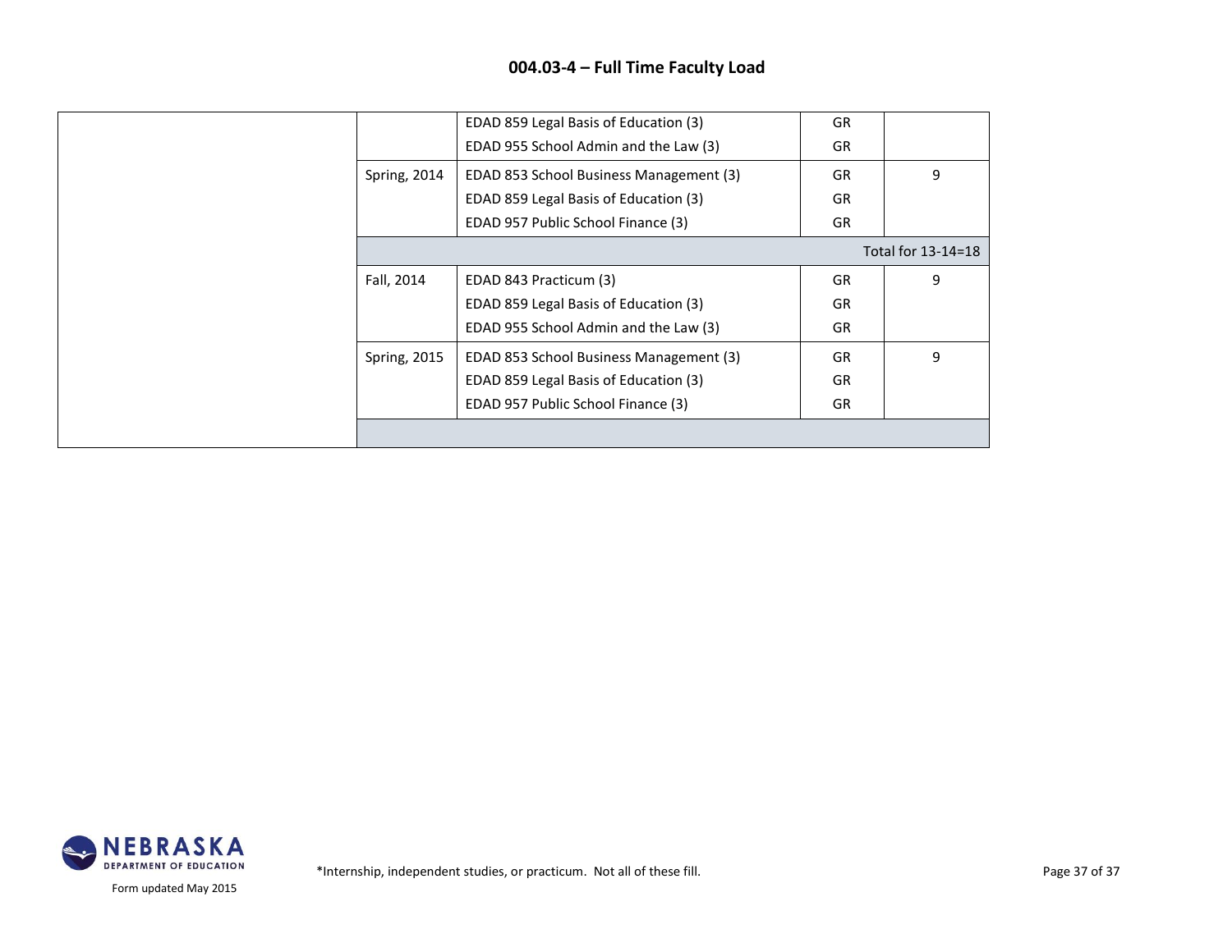## 004.03-4 – Full Time Faculty Load

| | | | | |
|---|---|---|---|---|
| | | EDAD 859 Legal Basis of Education (3)<br>EDAD 955 School Admin and the Law (3) | GR<br>GR | |
| | Spring, 2014 | EDAD 853 School Business Management (3)<br>EDAD 859 Legal Basis of Education (3)<br>EDAD 957 Public School Finance (3) | GR<br>GR<br>GR | 9 |
| | | | | Total for 13-14=18 |
| | Fall, 2014 | EDAD 843 Practicum (3)<br>EDAD 859 Legal Basis of Education (3)<br>EDAD 955 School Admin and the Law (3) | GR<br>GR<br>GR | 9 |
| | Spring, 2015 | EDAD 853 School Business Management (3)<br>EDAD 859 Legal Basis of Education (3)<br>EDAD 957 Public School Finance (3) | GR<br>GR<br>GR | 9 |
| | | | | |

Form updated May 2015

*Internship, independent studies, or practicum. Not all of these fill.